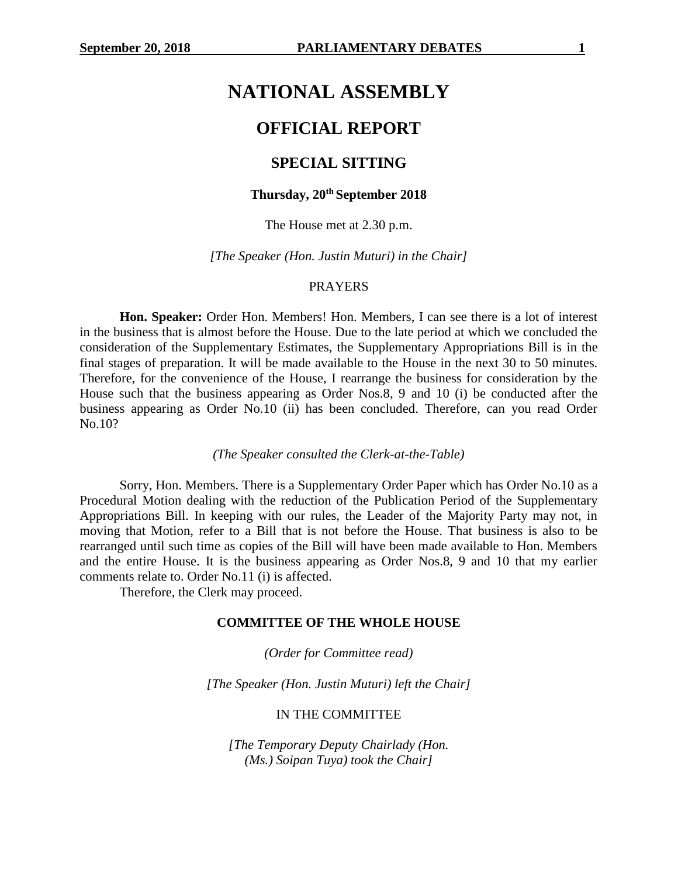# NATIONAL ASSEMBLY

## OFFICIAL REPORT

### SPECIAL SITTING

**Thursday, 20th September 2018**

The House met at 2.30 p.m.

*[The Speaker (Hon. Justin Muturi) in the Chair]*

PRAYERS

**Hon. Speaker:** Order Hon. Members! Hon. Members, I can see there is a lot of interest in the business that is almost before the House. Due to the late period at which we concluded the consideration of the Supplementary Estimates, the Supplementary Appropriations Bill is in the final stages of preparation. It will be made available to the House in the next 30 to 50 minutes. Therefore, for the convenience of the House, I rearrange the business for consideration by the House such that the business appearing as Order Nos.8, 9 and 10 (i) be conducted after the business appearing as Order No.10 (ii) has been concluded. Therefore, can you read Order No.10?

*(The Speaker consulted the Clerk-at-the-Table)*

Sorry, Hon. Members. There is a Supplementary Order Paper which has Order No.10 as a Procedural Motion dealing with the reduction of the Publication Period of the Supplementary Appropriations Bill. In keeping with our rules, the Leader of the Majority Party may not, in moving that Motion, refer to a Bill that is not before the House. That business is also to be rearranged until such time as copies of the Bill will have been made available to Hon. Members and the entire House. It is the business appearing as Order Nos.8, 9 and 10 that my earlier comments relate to. Order No.11 (i) is affected.

Therefore, the Clerk may proceed.

**COMMITTEE OF THE WHOLE HOUSE**

*(Order for Committee read)*

*[The Speaker (Hon. Justin Muturi) left the Chair]*

IN THE COMMITTEE

*[The Temporary Deputy Chairlady (Hon. (Ms.) Soipan Tuya) took the Chair]*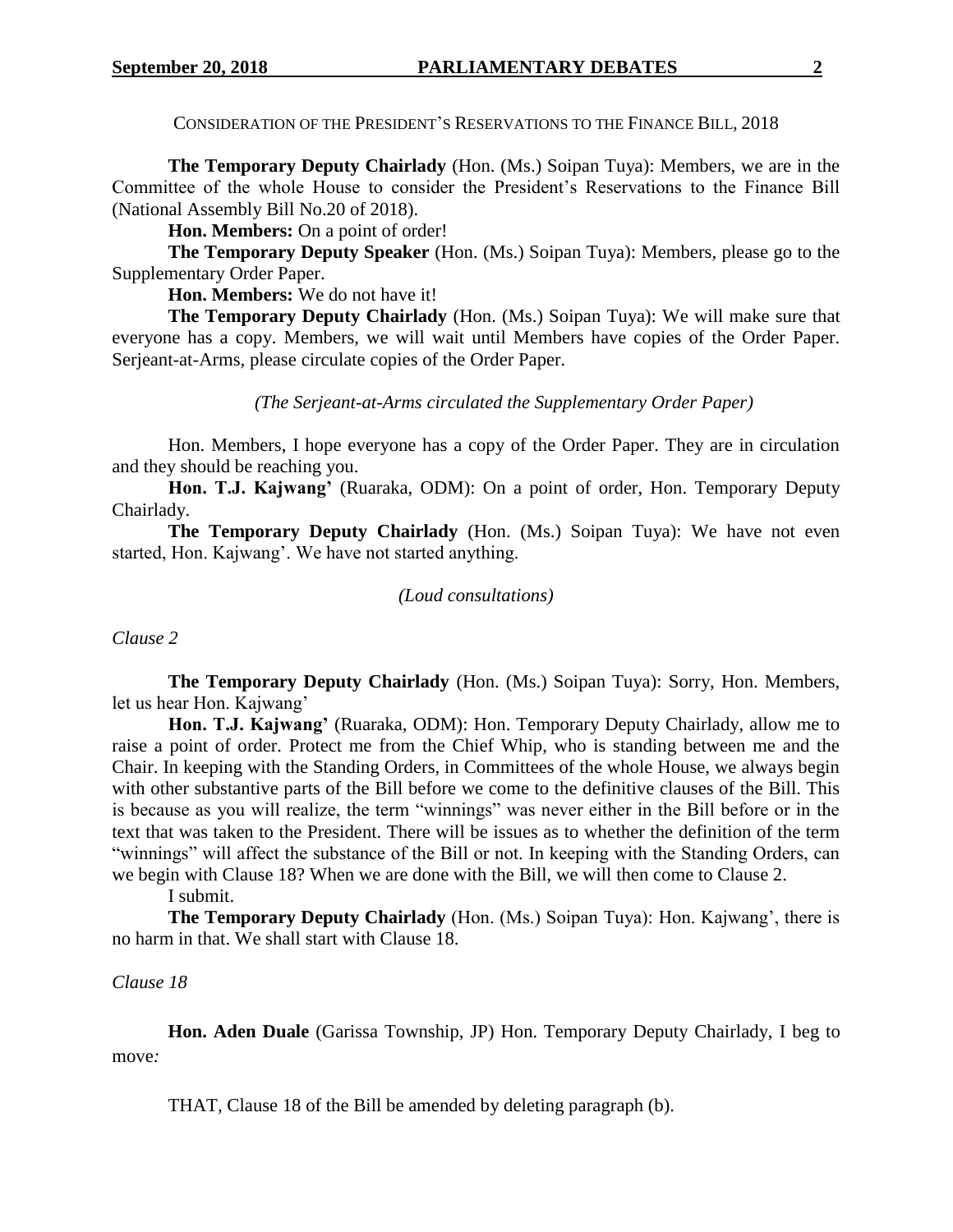CONSIDERATION OF THE PRESIDENT'S RESERVATIONS TO THE FINANCE BILL, 2018

**The Temporary Deputy Chairlady** (Hon. (Ms.) Soipan Tuya): Members, we are in the Committee of the whole House to consider the President's Reservations to the Finance Bill (National Assembly Bill No.20 of 2018).

**Hon. Members:** On a point of order!

**The Temporary Deputy Speaker** (Hon. (Ms.) Soipan Tuya): Members, please go to the Supplementary Order Paper.

**Hon. Members:** We do not have it!

**The Temporary Deputy Chairlady** (Hon. (Ms.) Soipan Tuya): We will make sure that everyone has a copy. Members, we will wait until Members have copies of the Order Paper. Serjeant-at-Arms, please circulate copies of the Order Paper.

*(The Serjeant-at-Arms circulated the Supplementary Order Paper)*

Hon. Members, I hope everyone has a copy of the Order Paper. They are in circulation and they should be reaching you.

**Hon. T.J. Kajwang'** (Ruaraka, ODM): On a point of order, Hon. Temporary Deputy Chairlady.

**The Temporary Deputy Chairlady** (Hon. (Ms.) Soipan Tuya): We have not even started, Hon. Kajwang'. We have not started anything.

*(Loud consultations)*

*Clause 2*

**The Temporary Deputy Chairlady** (Hon. (Ms.) Soipan Tuya): Sorry, Hon. Members, let us hear Hon. Kajwang'

**Hon. T.J. Kajwang'** (Ruaraka, ODM): Hon. Temporary Deputy Chairlady, allow me to raise a point of order. Protect me from the Chief Whip, who is standing between me and the Chair. In keeping with the Standing Orders, in Committees of the whole House, we always begin with other substantive parts of the Bill before we come to the definitive clauses of the Bill. This is because as you will realize, the term "winnings" was never either in the Bill before or in the text that was taken to the President. There will be issues as to whether the definition of the term "winnings" will affect the substance of the Bill or not. In keeping with the Standing Orders, can we begin with Clause 18? When we are done with the Bill, we will then come to Clause 2.

I submit.

**The Temporary Deputy Chairlady** (Hon. (Ms.) Soipan Tuya): Hon. Kajwang', there is no harm in that. We shall start with Clause 18.

*Clause 18*

**Hon. Aden Duale** (Garissa Township, JP) Hon. Temporary Deputy Chairlady, I beg to move*:*

THAT, Clause 18 of the Bill be amended by deleting paragraph (b).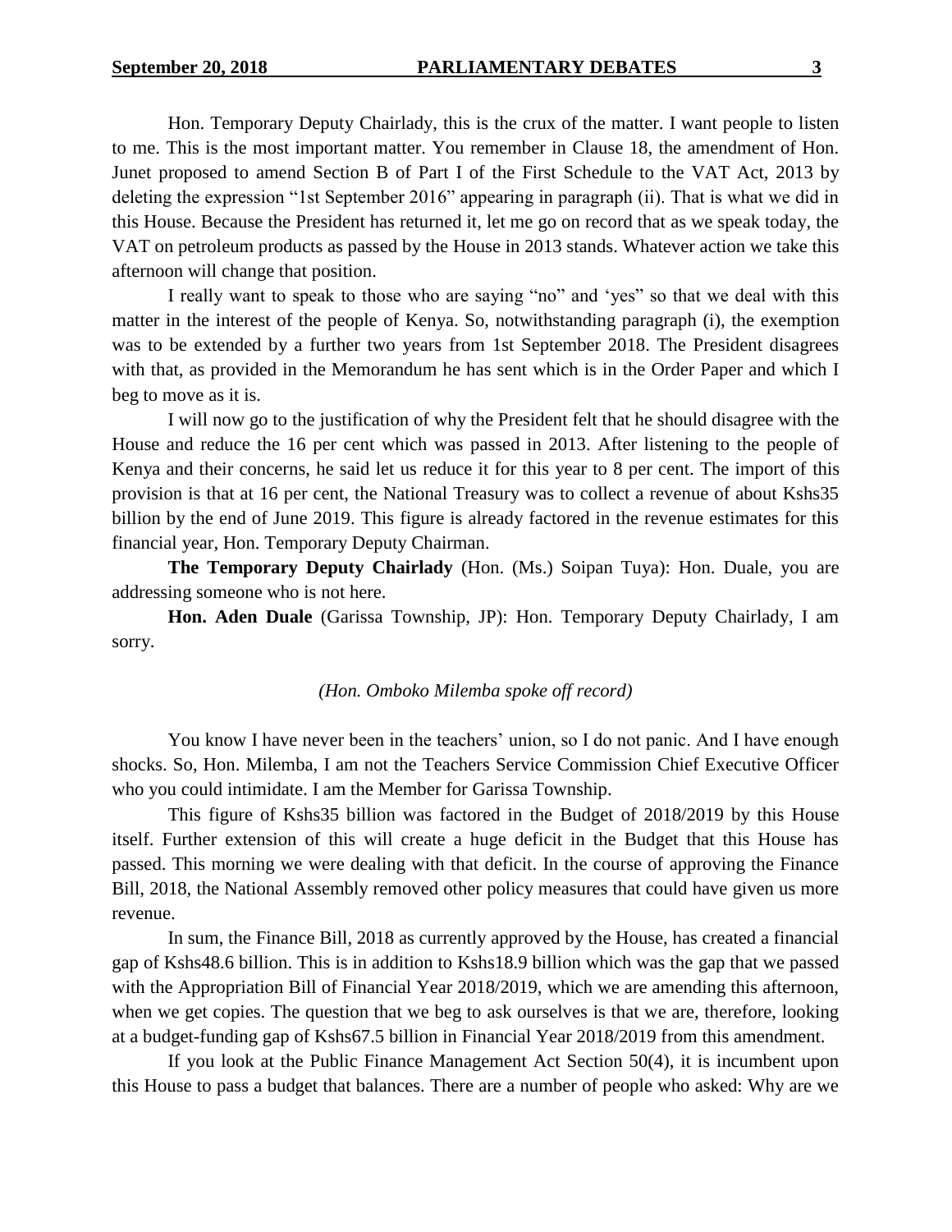Hon. Temporary Deputy Chairlady, this is the crux of the matter. I want people to listen to me. This is the most important matter. You remember in Clause 18, the amendment of Hon. Junet proposed to amend Section B of Part I of the First Schedule to the VAT Act, 2013 by deleting the expression "1st September 2016" appearing in paragraph (ii). That is what we did in this House. Because the President has returned it, let me go on record that as we speak today, the VAT on petroleum products as passed by the House in 2013 stands. Whatever action we take this afternoon will change that position.

I really want to speak to those who are saying "no" and 'yes" so that we deal with this matter in the interest of the people of Kenya. So, notwithstanding paragraph (i), the exemption was to be extended by a further two years from 1st September 2018. The President disagrees with that, as provided in the Memorandum he has sent which is in the Order Paper and which I beg to move as it is.

I will now go to the justification of why the President felt that he should disagree with the House and reduce the 16 per cent which was passed in 2013. After listening to the people of Kenya and their concerns, he said let us reduce it for this year to 8 per cent. The import of this provision is that at 16 per cent, the National Treasury was to collect a revenue of about Kshs35 billion by the end of June 2019. This figure is already factored in the revenue estimates for this financial year, Hon. Temporary Deputy Chairman.

**The Temporary Deputy Chairlady** (Hon. (Ms.) Soipan Tuya): Hon. Duale, you are addressing someone who is not here.

**Hon. Aden Duale** (Garissa Township, JP): Hon. Temporary Deputy Chairlady, I am sorry.

*(Hon. Omboko Milemba spoke off record)*

You know I have never been in the teachers' union, so I do not panic. And I have enough shocks. So, Hon. Milemba, I am not the Teachers Service Commission Chief Executive Officer who you could intimidate. I am the Member for Garissa Township.

This figure of Kshs35 billion was factored in the Budget of 2018/2019 by this House itself. Further extension of this will create a huge deficit in the Budget that this House has passed. This morning we were dealing with that deficit. In the course of approving the Finance Bill, 2018, the National Assembly removed other policy measures that could have given us more revenue.

In sum, the Finance Bill, 2018 as currently approved by the House, has created a financial gap of Kshs48.6 billion. This is in addition to Kshs18.9 billion which was the gap that we passed with the Appropriation Bill of Financial Year 2018/2019, which we are amending this afternoon, when we get copies. The question that we beg to ask ourselves is that we are, therefore, looking at a budget-funding gap of Kshs67.5 billion in Financial Year 2018/2019 from this amendment.

If you look at the Public Finance Management Act Section 50(4), it is incumbent upon this House to pass a budget that balances. There are a number of people who asked: Why are we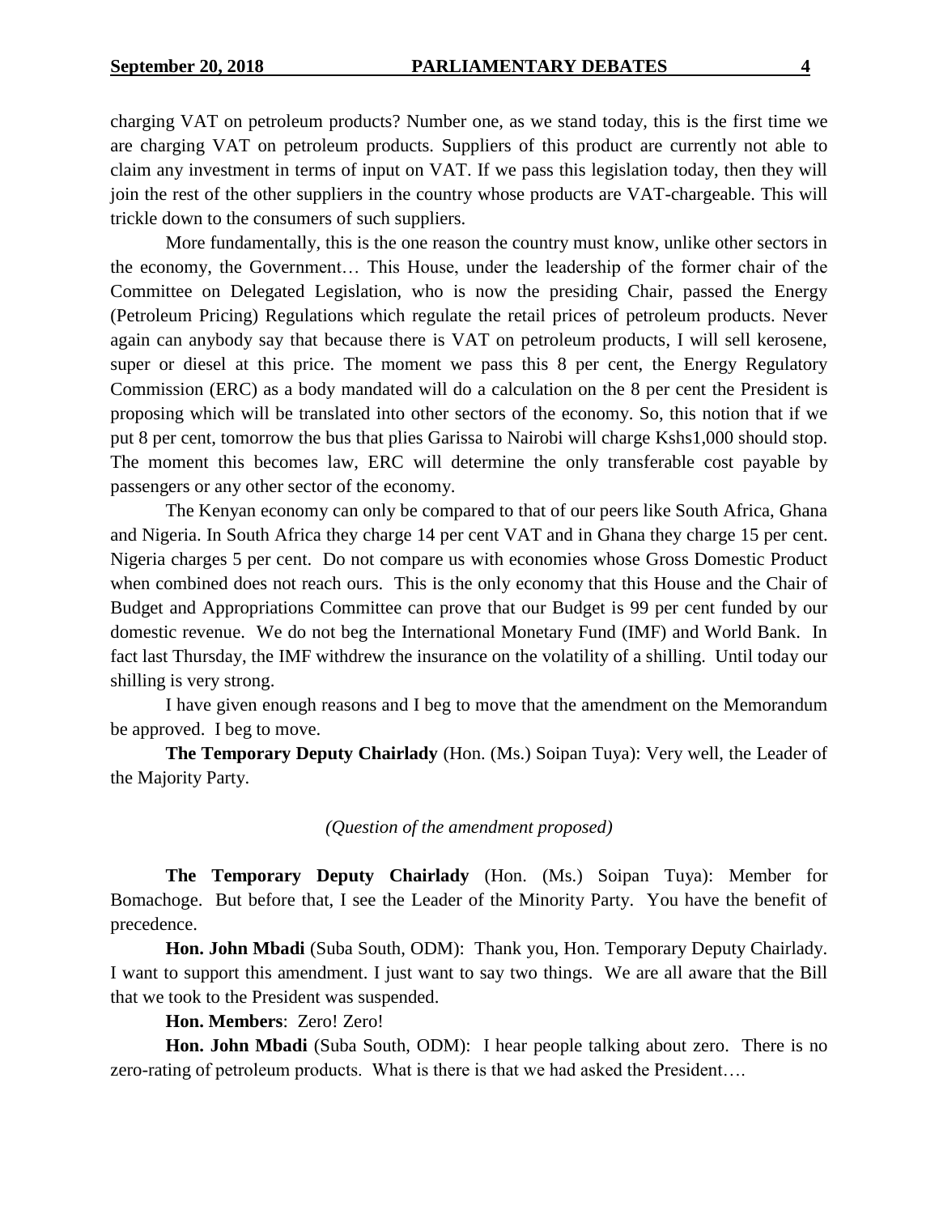charging VAT on petroleum products? Number one, as we stand today, this is the first time we are charging VAT on petroleum products. Suppliers of this product are currently not able to claim any investment in terms of input on VAT. If we pass this legislation today, then they will join the rest of the other suppliers in the country whose products are VAT-chargeable. This will trickle down to the consumers of such suppliers.

More fundamentally, this is the one reason the country must know, unlike other sectors in the economy, the Government… This House, under the leadership of the former chair of the Committee on Delegated Legislation, who is now the presiding Chair, passed the Energy (Petroleum Pricing) Regulations which regulate the retail prices of petroleum products. Never again can anybody say that because there is VAT on petroleum products, I will sell kerosene, super or diesel at this price. The moment we pass this 8 per cent, the Energy Regulatory Commission (ERC) as a body mandated will do a calculation on the 8 per cent the President is proposing which will be translated into other sectors of the economy. So, this notion that if we put 8 per cent, tomorrow the bus that plies Garissa to Nairobi will charge Kshs1,000 should stop. The moment this becomes law, ERC will determine the only transferable cost payable by passengers or any other sector of the economy.

The Kenyan economy can only be compared to that of our peers like South Africa, Ghana and Nigeria. In South Africa they charge 14 per cent VAT and in Ghana they charge 15 per cent. Nigeria charges 5 per cent. Do not compare us with economies whose Gross Domestic Product when combined does not reach ours. This is the only economy that this House and the Chair of Budget and Appropriations Committee can prove that our Budget is 99 per cent funded by our domestic revenue. We do not beg the International Monetary Fund (IMF) and World Bank. In fact last Thursday, the IMF withdrew the insurance on the volatility of a shilling. Until today our shilling is very strong.

I have given enough reasons and I beg to move that the amendment on the Memorandum be approved. I beg to move.

**The Temporary Deputy Chairlady** (Hon. (Ms.) Soipan Tuya): Very well, the Leader of the Majority Party.

*(Question of the amendment proposed)*

**The Temporary Deputy Chairlady** (Hon. (Ms.) Soipan Tuya): Member for Bomachoge. But before that, I see the Leader of the Minority Party. You have the benefit of precedence.

**Hon. John Mbadi** (Suba South, ODM): Thank you, Hon. Temporary Deputy Chairlady. I want to support this amendment. I just want to say two things. We are all aware that the Bill that we took to the President was suspended.

**Hon. Members**: Zero! Zero!

**Hon. John Mbadi** (Suba South, ODM): I hear people talking about zero. There is no zero-rating of petroleum products. What is there is that we had asked the President….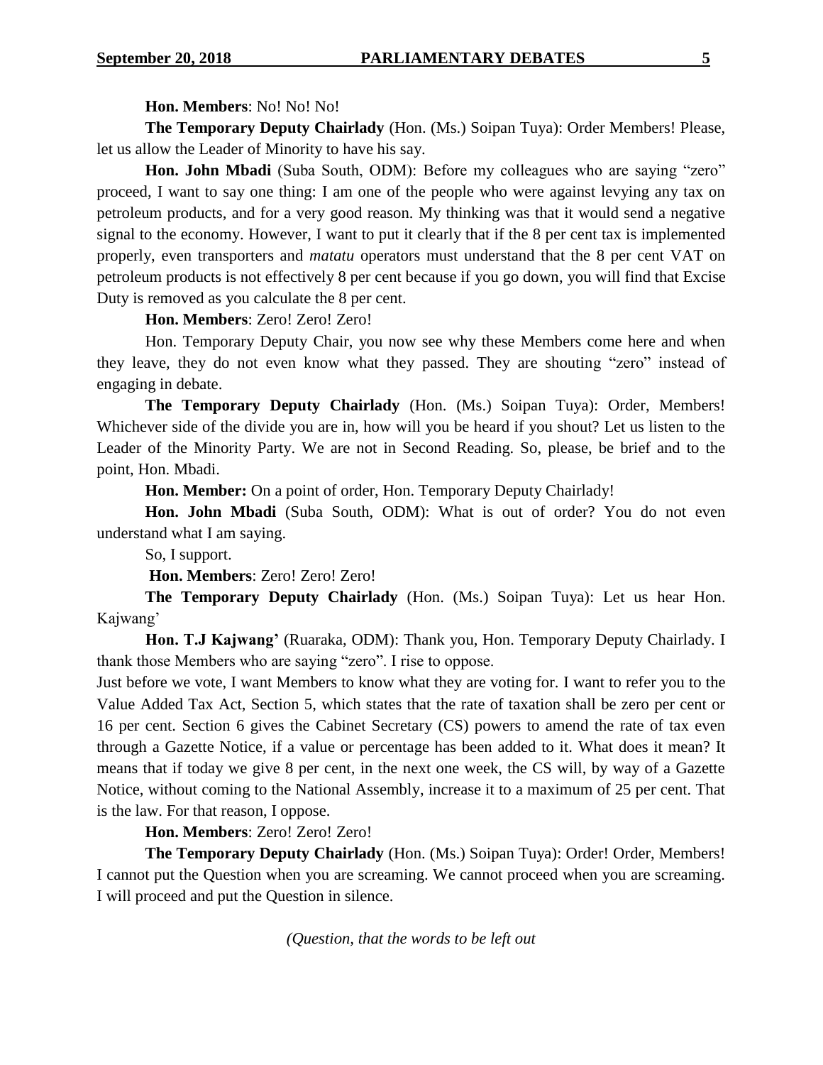**Hon. Members**: No! No! No!

**The Temporary Deputy Chairlady** (Hon. (Ms.) Soipan Tuya): Order Members! Please, let us allow the Leader of Minority to have his say.

**Hon. John Mbadi** (Suba South, ODM): Before my colleagues who are saying "zero" proceed, I want to say one thing: I am one of the people who were against levying any tax on petroleum products, and for a very good reason. My thinking was that it would send a negative signal to the economy. However, I want to put it clearly that if the 8 per cent tax is implemented properly, even transporters and *matatu* operators must understand that the 8 per cent VAT on petroleum products is not effectively 8 per cent because if you go down, you will find that Excise Duty is removed as you calculate the 8 per cent.

**Hon. Members**: Zero! Zero! Zero!

Hon. Temporary Deputy Chair, you now see why these Members come here and when they leave, they do not even know what they passed. They are shouting "zero" instead of engaging in debate.

**The Temporary Deputy Chairlady** (Hon. (Ms.) Soipan Tuya): Order, Members! Whichever side of the divide you are in, how will you be heard if you shout? Let us listen to the Leader of the Minority Party. We are not in Second Reading. So, please, be brief and to the point, Hon. Mbadi.

**Hon. Member:** On a point of order, Hon. Temporary Deputy Chairlady!

**Hon. John Mbadi** (Suba South, ODM): What is out of order? You do not even understand what I am saying.

So, I support.

**Hon. Members**: Zero! Zero! Zero!

**The Temporary Deputy Chairlady** (Hon. (Ms.) Soipan Tuya): Let us hear Hon. Kajwang'

**Hon. T.J Kajwang'** (Ruaraka, ODM): Thank you, Hon. Temporary Deputy Chairlady. I thank those Members who are saying "zero". I rise to oppose.

Just before we vote, I want Members to know what they are voting for. I want to refer you to the Value Added Tax Act, Section 5, which states that the rate of taxation shall be zero per cent or 16 per cent. Section 6 gives the Cabinet Secretary (CS) powers to amend the rate of tax even through a Gazette Notice, if a value or percentage has been added to it. What does it mean? It means that if today we give 8 per cent, in the next one week, the CS will, by way of a Gazette Notice, without coming to the National Assembly, increase it to a maximum of 25 per cent. That is the law. For that reason, I oppose.

**Hon. Members**: Zero! Zero! Zero!

**The Temporary Deputy Chairlady** (Hon. (Ms.) Soipan Tuya): Order! Order, Members! I cannot put the Question when you are screaming. We cannot proceed when you are screaming. I will proceed and put the Question in silence.

*(Question, that the words to be left out*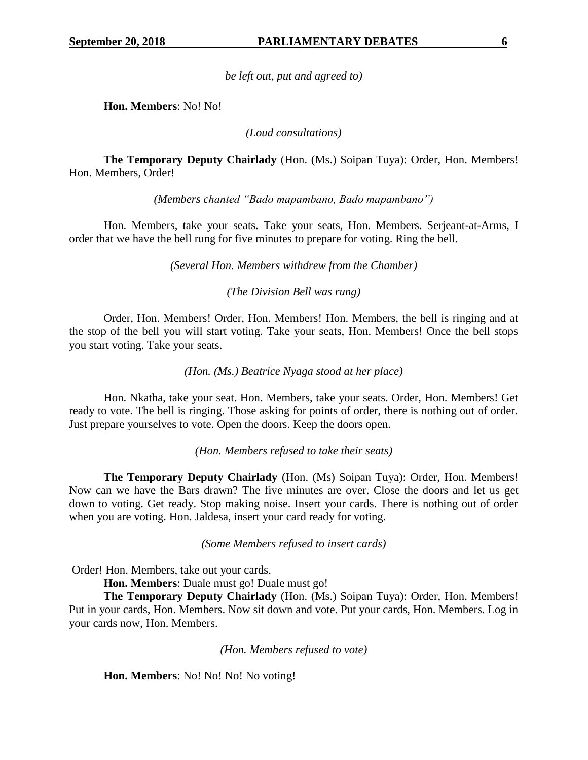*be left out, put and agreed to)*

**Hon. Members**: No! No!

*(Loud consultations)*

**The Temporary Deputy Chairlady** (Hon. (Ms.) Soipan Tuya): Order, Hon. Members! Hon. Members, Order!

*(Members chanted "Bado mapambano, Bado mapambano")*

Hon. Members, take your seats. Take your seats, Hon. Members. Serjeant-at-Arms, I order that we have the bell rung for five minutes to prepare for voting. Ring the bell.

*(Several Hon. Members withdrew from the Chamber)*

*(The Division Bell was rung)*

Order, Hon. Members! Order, Hon. Members! Hon. Members, the bell is ringing and at the stop of the bell you will start voting. Take your seats, Hon. Members! Once the bell stops you start voting. Take your seats.

*(Hon. (Ms.) Beatrice Nyaga stood at her place)*

Hon. Nkatha, take your seat. Hon. Members, take your seats. Order, Hon. Members! Get ready to vote. The bell is ringing. Those asking for points of order, there is nothing out of order. Just prepare yourselves to vote. Open the doors. Keep the doors open.

*(Hon. Members refused to take their seats)*

**The Temporary Deputy Chairlady** (Hon. (Ms) Soipan Tuya): Order, Hon. Members! Now can we have the Bars drawn? The five minutes are over. Close the doors and let us get down to voting. Get ready. Stop making noise. Insert your cards. There is nothing out of order when you are voting. Hon. Jaldesa, insert your card ready for voting.

*(Some Members refused to insert cards)*

Order! Hon. Members, take out your cards.

**Hon. Members**: Duale must go! Duale must go!

**The Temporary Deputy Chairlady** (Hon. (Ms.) Soipan Tuya): Order, Hon. Members! Put in your cards, Hon. Members. Now sit down and vote. Put your cards, Hon. Members. Log in your cards now, Hon. Members.

*(Hon. Members refused to vote)*

**Hon. Members**: No! No! No! No voting!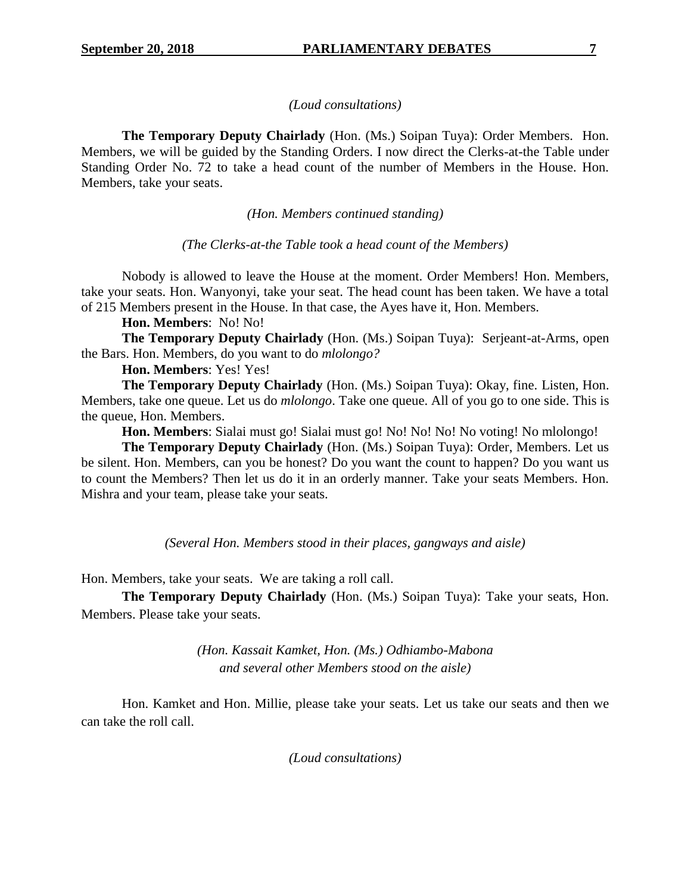*(Loud consultations)*

**The Temporary Deputy Chairlady** (Hon. (Ms.) Soipan Tuya): Order Members. Hon. Members, we will be guided by the Standing Orders. I now direct the Clerks-at-the Table under Standing Order No. 72 to take a head count of the number of Members in the House. Hon. Members, take your seats.

*(Hon. Members continued standing)*

*(The Clerks-at-the Table took a head count of the Members)*

Nobody is allowed to leave the House at the moment. Order Members! Hon. Members, take your seats. Hon. Wanyonyi, take your seat. The head count has been taken. We have a total of 215 Members present in the House. In that case, the Ayes have it, Hon. Members.

**Hon. Members**: No! No!

**The Temporary Deputy Chairlady** (Hon. (Ms.) Soipan Tuya): Serjeant-at-Arms, open the Bars. Hon. Members, do you want to do *mlolongo?*

**Hon. Members**: Yes! Yes!

**The Temporary Deputy Chairlady** (Hon. (Ms.) Soipan Tuya): Okay, fine. Listen, Hon. Members, take one queue. Let us do *mlolongo*. Take one queue. All of you go to one side. This is the queue, Hon. Members.

**Hon. Members**: Sialai must go! Sialai must go! No! No! No! No voting! No mlolongo!

**The Temporary Deputy Chairlady** (Hon. (Ms.) Soipan Tuya): Order, Members. Let us be silent. Hon. Members, can you be honest? Do you want the count to happen? Do you want us to count the Members? Then let us do it in an orderly manner. Take your seats Members. Hon. Mishra and your team, please take your seats.

*(Several Hon. Members stood in their places, gangways and aisle)*

Hon. Members, take your seats. We are taking a roll call.

**The Temporary Deputy Chairlady** (Hon. (Ms.) Soipan Tuya): Take your seats, Hon. Members. Please take your seats.

*(Hon. Kassait Kamket, Hon. (Ms.) Odhiambo-Mabona and several other Members stood on the aisle)*

Hon. Kamket and Hon. Millie, please take your seats. Let us take our seats and then we can take the roll call.

*(Loud consultations)*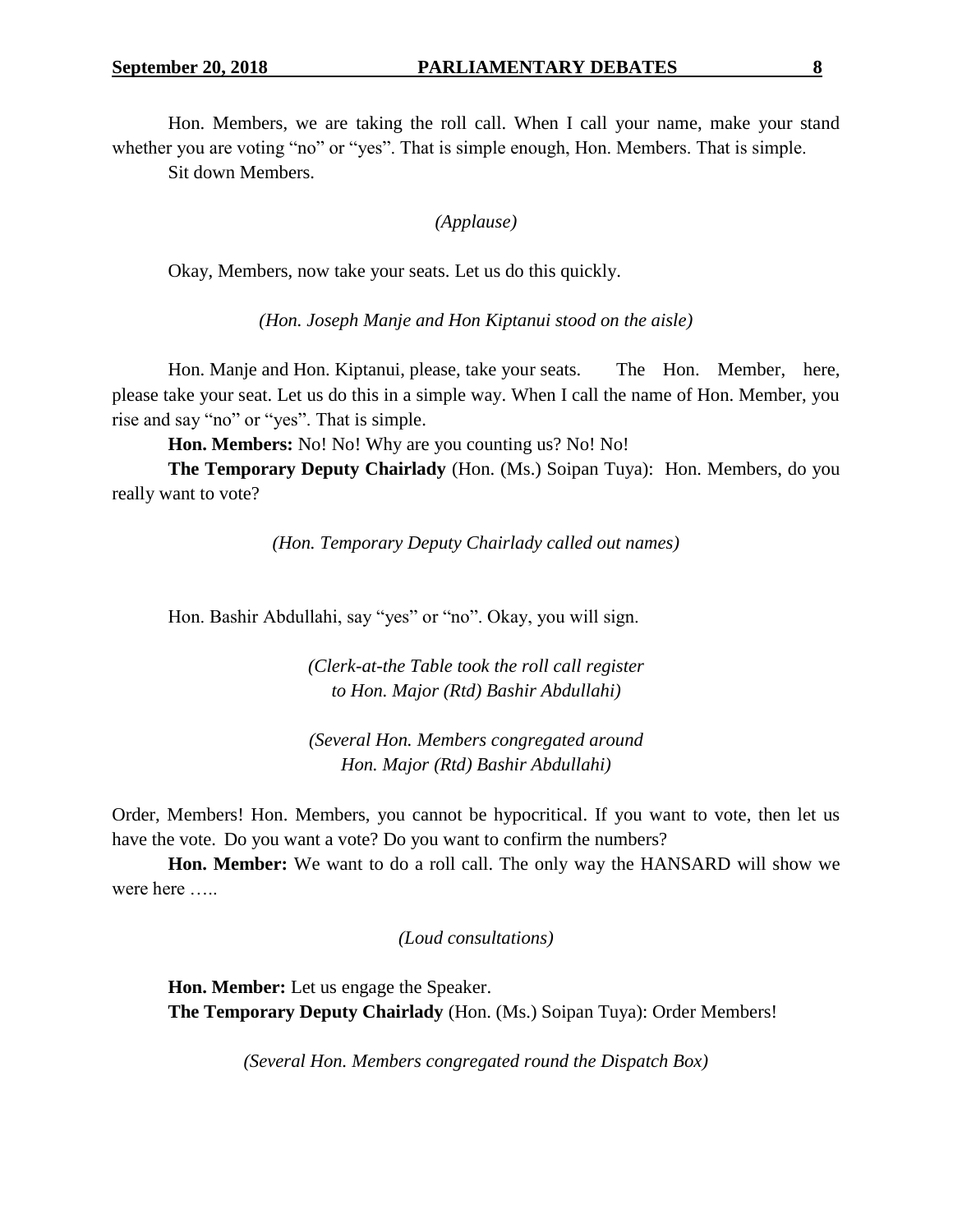Hon. Members, we are taking the roll call. When I call your name, make your stand whether you are voting "no" or "yes". That is simple enough, Hon. Members. That is simple.

Sit down Members.

*(Applause)*

Okay, Members, now take your seats. Let us do this quickly.

*(Hon. Joseph Manje and Hon Kiptanui stood on the aisle)*

Hon. Manje and Hon. Kiptanui, please, take your seats. The Hon. Member, here, please take your seat. Let us do this in a simple way. When I call the name of Hon. Member, you rise and say "no" or "yes". That is simple.

**Hon. Members:** No! No! Why are you counting us? No! No!

**The Temporary Deputy Chairlady** (Hon. (Ms.) Soipan Tuya): Hon. Members, do you really want to vote?

*(Hon. Temporary Deputy Chairlady called out names)*

Hon. Bashir Abdullahi, say "yes" or "no". Okay, you will sign.

*(Clerk-at-the Table took the roll call register to Hon. Major (Rtd) Bashir Abdullahi)*

*(Several Hon. Members congregated around Hon. Major (Rtd) Bashir Abdullahi)*

Order, Members! Hon. Members, you cannot be hypocritical. If you want to vote, then let us have the vote. Do you want a vote? Do you want to confirm the numbers?

**Hon. Member:** We want to do a roll call. The only way the HANSARD will show we were here …..

*(Loud consultations)*

**Hon. Member:** Let us engage the Speaker.

**The Temporary Deputy Chairlady** (Hon. (Ms.) Soipan Tuya): Order Members!

*(Several Hon. Members congregated round the Dispatch Box)*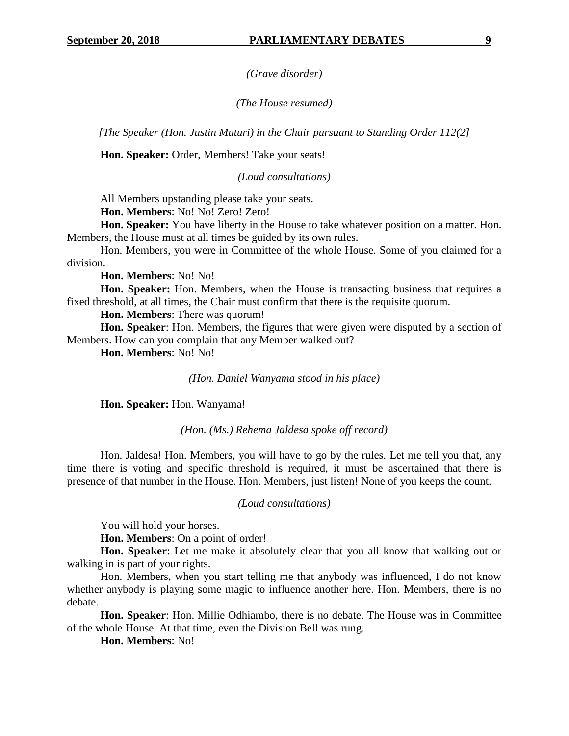*(Grave disorder)*

*(The House resumed)*

*[The Speaker (Hon. Justin Muturi) in the Chair pursuant to Standing Order 112(2]*

**Hon. Speaker:** Order, Members! Take your seats!

*(Loud consultations)*

All Members upstanding please take your seats.

**Hon. Members**: No! No! Zero! Zero!

**Hon. Speaker:** You have liberty in the House to take whatever position on a matter. Hon. Members, the House must at all times be guided by its own rules.

Hon. Members, you were in Committee of the whole House. Some of you claimed for a division.

**Hon. Members**: No! No!

**Hon. Speaker:** Hon. Members, when the House is transacting business that requires a fixed threshold, at all times, the Chair must confirm that there is the requisite quorum.

**Hon. Members**: There was quorum!

**Hon. Speaker**: Hon. Members, the figures that were given were disputed by a section of Members. How can you complain that any Member walked out?

**Hon. Members**: No! No!

*(Hon. Daniel Wanyama stood in his place)*

**Hon. Speaker:** Hon. Wanyama!

*(Hon. (Ms.) Rehema Jaldesa spoke off record)*

Hon. Jaldesa! Hon. Members, you will have to go by the rules. Let me tell you that, any time there is voting and specific threshold is required, it must be ascertained that there is presence of that number in the House. Hon. Members, just listen! None of you keeps the count.

*(Loud consultations)*

You will hold your horses.

**Hon. Members**: On a point of order!

**Hon. Speaker**: Let me make it absolutely clear that you all know that walking out or walking in is part of your rights.

Hon. Members, when you start telling me that anybody was influenced, I do not know whether anybody is playing some magic to influence another here. Hon. Members, there is no debate.

**Hon. Speaker**: Hon. Millie Odhiambo, there is no debate. The House was in Committee of the whole House. At that time, even the Division Bell was rung.

**Hon. Members**: No!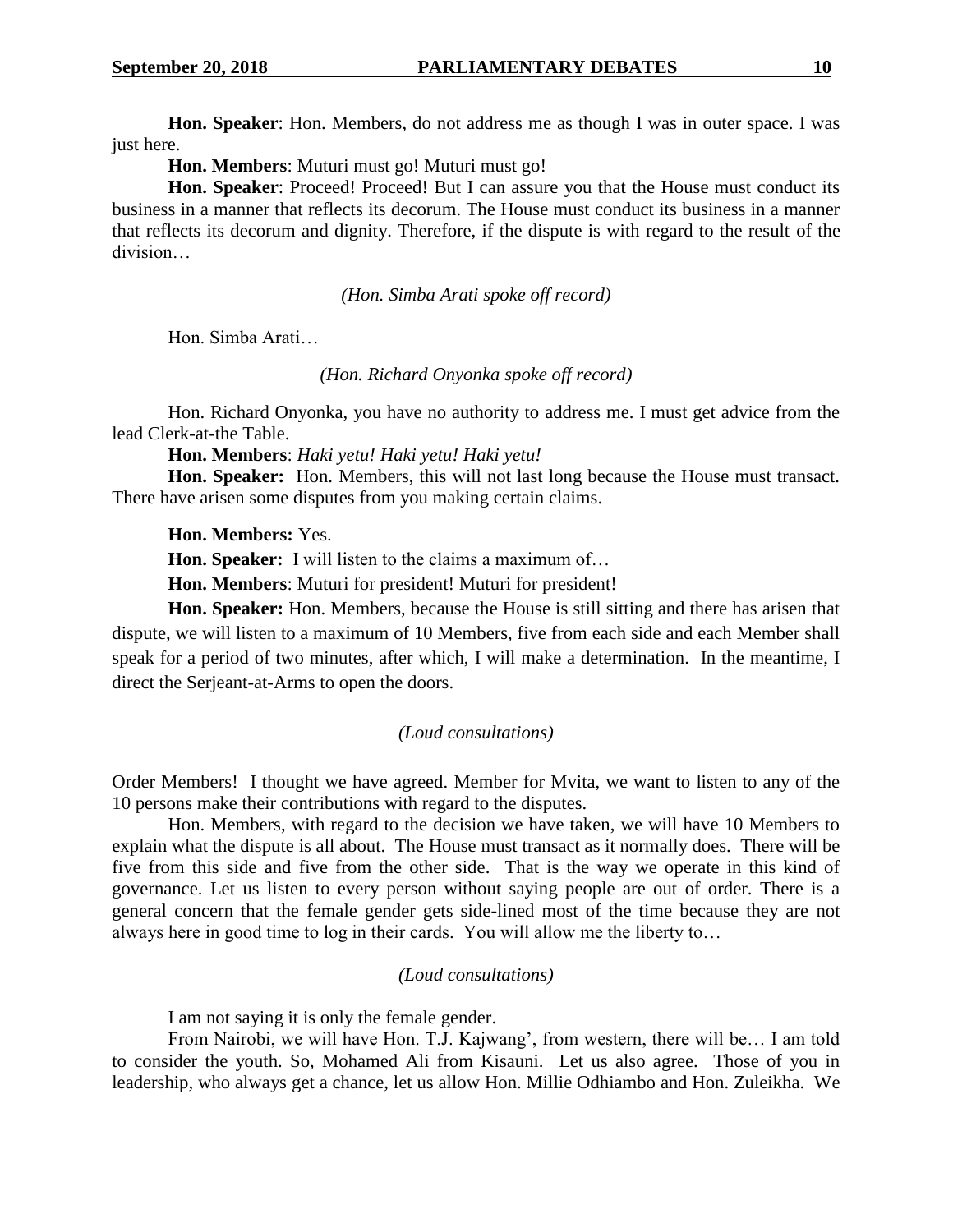**Hon. Speaker**: Hon. Members, do not address me as though I was in outer space. I was just here.

**Hon. Members**: Muturi must go! Muturi must go!

**Hon. Speaker**: Proceed! Proceed! But I can assure you that the House must conduct its business in a manner that reflects its decorum. The House must conduct its business in a manner that reflects its decorum and dignity. Therefore, if the dispute is with regard to the result of the division…

*(Hon. Simba Arati spoke off record)*

Hon. Simba Arati…

*(Hon. Richard Onyonka spoke off record)*

Hon. Richard Onyonka, you have no authority to address me. I must get advice from the lead Clerk-at-the Table.

**Hon. Members**: *Haki yetu! Haki yetu! Haki yetu!*

**Hon. Speaker:** Hon. Members, this will not last long because the House must transact. There have arisen some disputes from you making certain claims.

**Hon. Members:** Yes.

**Hon. Speaker:** I will listen to the claims a maximum of…

**Hon. Members**: Muturi for president! Muturi for president!

**Hon. Speaker:** Hon. Members, because the House is still sitting and there has arisen that dispute, we will listen to a maximum of 10 Members, five from each side and each Member shall speak for a period of two minutes, after which, I will make a determination. In the meantime, I direct the Serjeant-at-Arms to open the doors.

*(Loud consultations)*

Order Members! I thought we have agreed. Member for Mvita, we want to listen to any of the 10 persons make their contributions with regard to the disputes.

Hon. Members, with regard to the decision we have taken, we will have 10 Members to explain what the dispute is all about. The House must transact as it normally does. There will be five from this side and five from the other side. That is the way we operate in this kind of governance. Let us listen to every person without saying people are out of order. There is a general concern that the female gender gets side-lined most of the time because they are not always here in good time to log in their cards. You will allow me the liberty to…

*(Loud consultations)*

I am not saying it is only the female gender.

From Nairobi, we will have Hon. T.J. Kajwang', from western, there will be… I am told to consider the youth. So, Mohamed Ali from Kisauni. Let us also agree. Those of you in leadership, who always get a chance, let us allow Hon. Millie Odhiambo and Hon. Zuleikha. We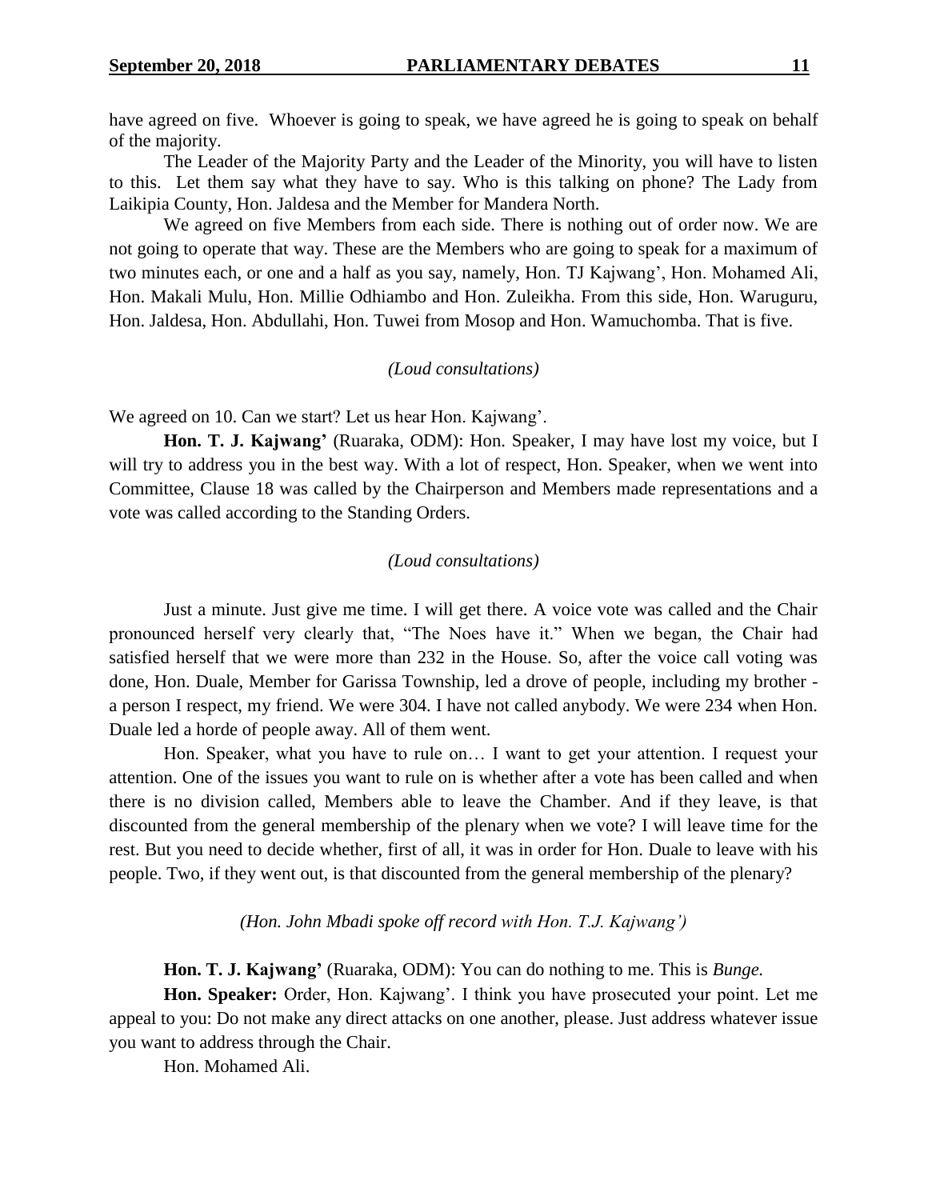have agreed on five. Whoever is going to speak, we have agreed he is going to speak on behalf of the majority.

The Leader of the Majority Party and the Leader of the Minority, you will have to listen to this. Let them say what they have to say. Who is this talking on phone? The Lady from Laikipia County, Hon. Jaldesa and the Member for Mandera North.

We agreed on five Members from each side. There is nothing out of order now. We are not going to operate that way. These are the Members who are going to speak for a maximum of two minutes each, or one and a half as you say, namely, Hon. TJ Kajwang', Hon. Mohamed Ali, Hon. Makali Mulu, Hon. Millie Odhiambo and Hon. Zuleikha. From this side, Hon. Waruguru, Hon. Jaldesa, Hon. Abdullahi, Hon. Tuwei from Mosop and Hon. Wamuchomba. That is five.

*(Loud consultations)*

We agreed on 10. Can we start? Let us hear Hon. Kajwang'.

**Hon. T. J. Kajwang'** (Ruaraka, ODM): Hon. Speaker, I may have lost my voice, but I will try to address you in the best way. With a lot of respect, Hon. Speaker, when we went into Committee, Clause 18 was called by the Chairperson and Members made representations and a vote was called according to the Standing Orders.

*(Loud consultations)*

Just a minute. Just give me time. I will get there. A voice vote was called and the Chair pronounced herself very clearly that, "The Noes have it." When we began, the Chair had satisfied herself that we were more than 232 in the House. So, after the voice call voting was done, Hon. Duale, Member for Garissa Township, led a drove of people, including my brother - a person I respect, my friend. We were 304. I have not called anybody. We were 234 when Hon. Duale led a horde of people away. All of them went.

Hon. Speaker, what you have to rule on… I want to get your attention. I request your attention. One of the issues you want to rule on is whether after a vote has been called and when there is no division called, Members able to leave the Chamber. And if they leave, is that discounted from the general membership of the plenary when we vote? I will leave time for the rest. But you need to decide whether, first of all, it was in order for Hon. Duale to leave with his people. Two, if they went out, is that discounted from the general membership of the plenary?

*(Hon. John Mbadi spoke off record with Hon. T.J. Kajwang')*

**Hon. T. J. Kajwang'** (Ruaraka, ODM): You can do nothing to me. This is *Bunge.*

**Hon. Speaker:** Order, Hon. Kajwang'. I think you have prosecuted your point. Let me appeal to you: Do not make any direct attacks on one another, please. Just address whatever issue you want to address through the Chair.

Hon. Mohamed Ali.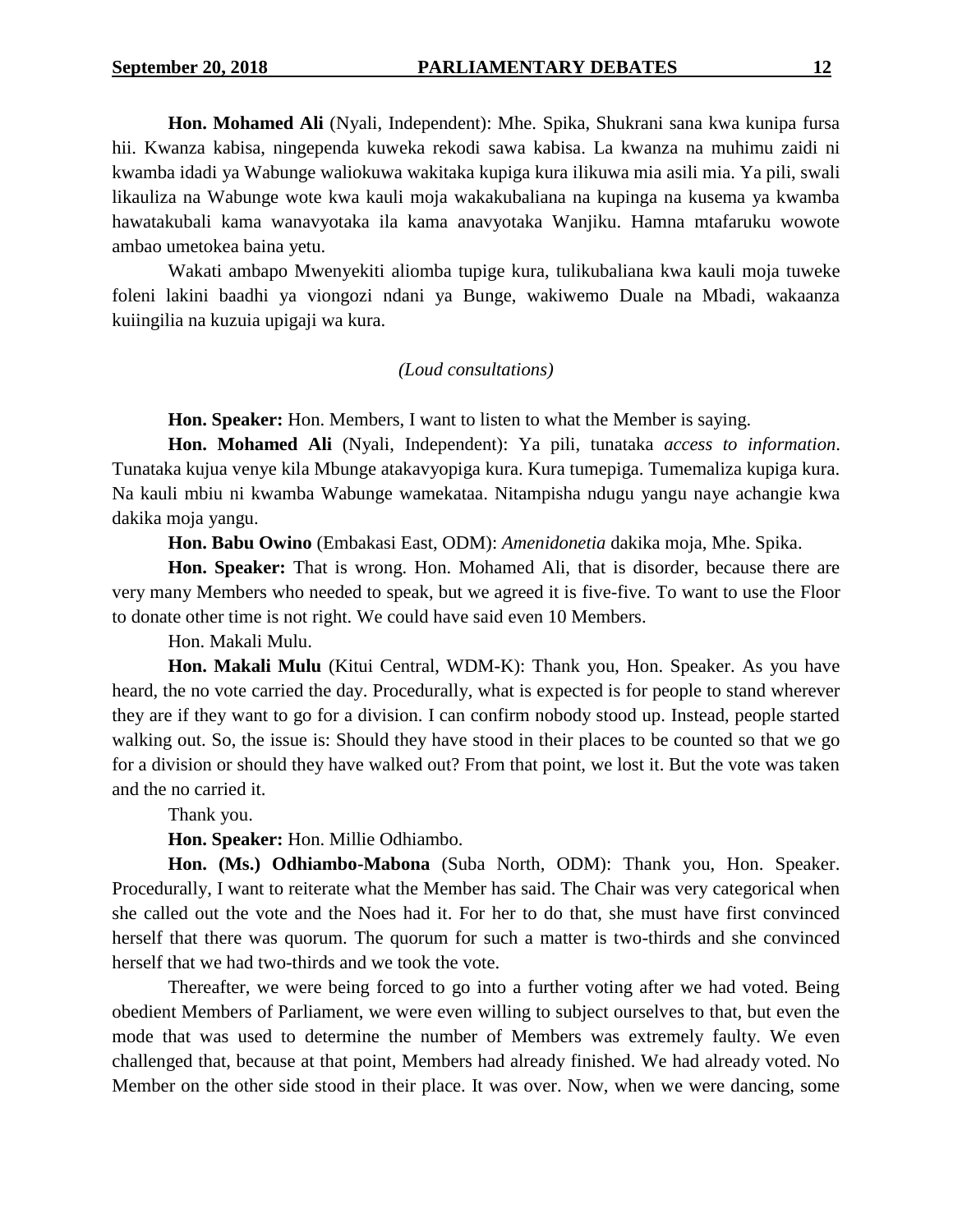**Hon. Mohamed Ali** (Nyali, Independent): Mhe. Spika, Shukrani sana kwa kunipa fursa hii. Kwanza kabisa, ningependa kuweka rekodi sawa kabisa. La kwanza na muhimu zaidi ni kwamba idadi ya Wabunge waliokuwa wakitaka kupiga kura ilikuwa mia asili mia. Ya pili, swali likauliza na Wabunge wote kwa kauli moja wakakubaliana na kupinga na kusema ya kwamba hawatakubali kama wanavyotaka ila kama anavyotaka Wanjiku. Hamna mtafaruku wowote ambao umetokea baina yetu.

Wakati ambapo Mwenyekiti aliomba tupige kura, tulikubaliana kwa kauli moja tuweke foleni lakini baadhi ya viongozi ndani ya Bunge, wakiwemo Duale na Mbadi, wakaanza kuiingilia na kuzuia upigaji wa kura.

*(Loud consultations)*

**Hon. Speaker:** Hon. Members, I want to listen to what the Member is saying.

**Hon. Mohamed Ali** (Nyali, Independent): Ya pili, tunataka *access to information*. Tunataka kujua venye kila Mbunge atakavyopiga kura. Kura tumepiga. Tumemaliza kupiga kura. Na kauli mbiu ni kwamba Wabunge wamekataa. Nitampisha ndugu yangu naye achangie kwa dakika moja yangu.

**Hon. Babu Owino** (Embakasi East, ODM): *Amenidonetia* dakika moja, Mhe. Spika.

**Hon. Speaker:** That is wrong. Hon. Mohamed Ali, that is disorder, because there are very many Members who needed to speak, but we agreed it is five-five. To want to use the Floor to donate other time is not right. We could have said even 10 Members.

Hon. Makali Mulu.

**Hon. Makali Mulu** (Kitui Central, WDM-K): Thank you, Hon. Speaker. As you have heard, the no vote carried the day. Procedurally, what is expected is for people to stand wherever they are if they want to go for a division. I can confirm nobody stood up. Instead, people started walking out. So, the issue is: Should they have stood in their places to be counted so that we go for a division or should they have walked out? From that point, we lost it. But the vote was taken and the no carried it.

Thank you.

**Hon. Speaker:** Hon. Millie Odhiambo.

**Hon. (Ms.) Odhiambo-Mabona** (Suba North, ODM): Thank you, Hon. Speaker. Procedurally, I want to reiterate what the Member has said. The Chair was very categorical when she called out the vote and the Noes had it. For her to do that, she must have first convinced herself that there was quorum. The quorum for such a matter is two-thirds and she convinced herself that we had two-thirds and we took the vote.

Thereafter, we were being forced to go into a further voting after we had voted. Being obedient Members of Parliament, we were even willing to subject ourselves to that, but even the mode that was used to determine the number of Members was extremely faulty. We even challenged that, because at that point, Members had already finished. We had already voted. No Member on the other side stood in their place. It was over. Now, when we were dancing, some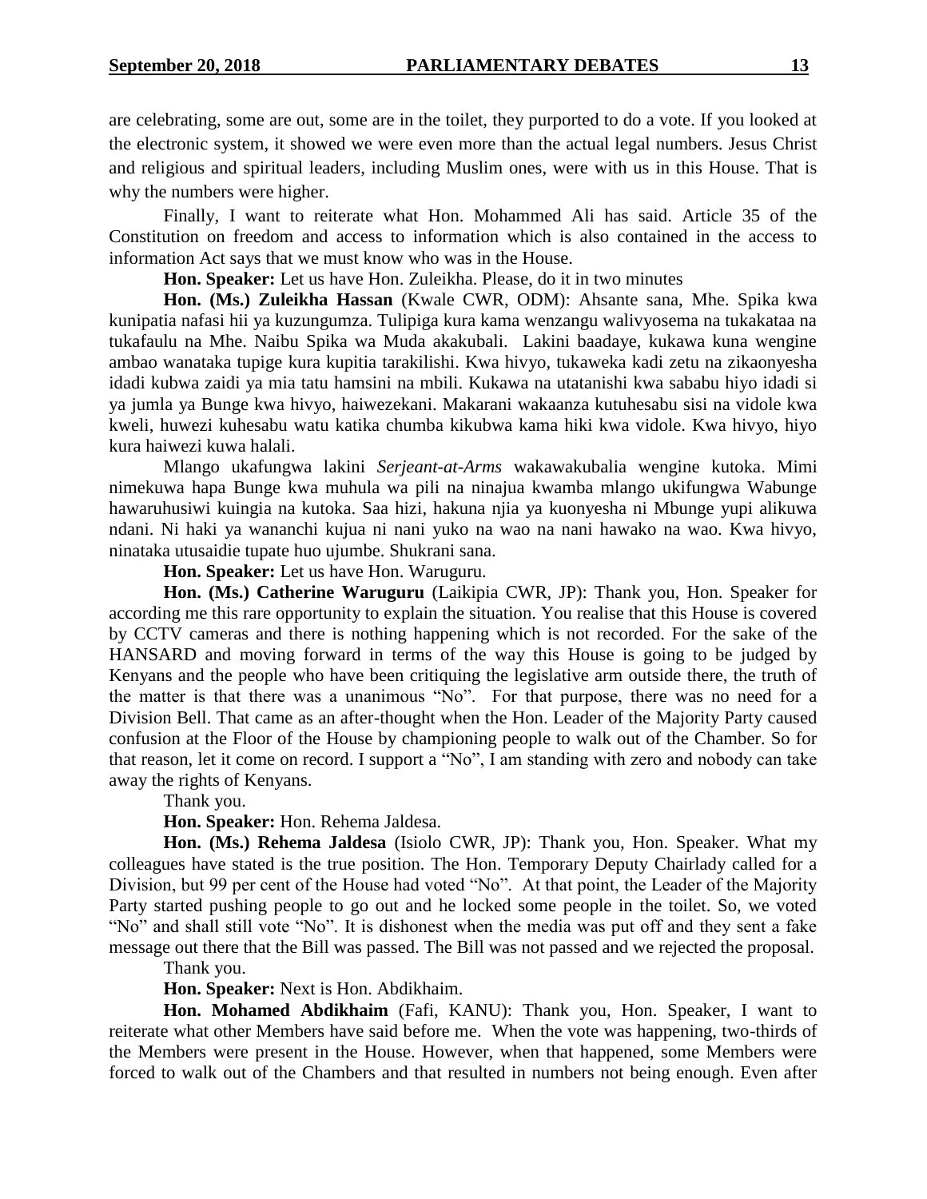are celebrating, some are out, some are in the toilet, they purported to do a vote. If you looked at the electronic system, it showed we were even more than the actual legal numbers. Jesus Christ and religious and spiritual leaders, including Muslim ones, were with us in this House. That is why the numbers were higher.

Finally, I want to reiterate what Hon. Mohammed Ali has said. Article 35 of the Constitution on freedom and access to information which is also contained in the access to information Act says that we must know who was in the House.

**Hon. Speaker:** Let us have Hon. Zuleikha. Please, do it in two minutes

**Hon. (Ms.) Zuleikha Hassan** (Kwale CWR, ODM): Ahsante sana, Mhe. Spika kwa kunipatia nafasi hii ya kuzungumza. Tulipiga kura kama wenzangu walivyosema na tukakataa na tukafaulu na Mhe. Naibu Spika wa Muda akakubali. Lakini baadaye, kukawa kuna wengine ambao wanataka tupige kura kupitia tarakilishi. Kwa hivyo, tukaweka kadi zetu na zikaonyesha idadi kubwa zaidi ya mia tatu hamsini na mbili. Kukawa na utatanishi kwa sababu hiyo idadi si ya jumla ya Bunge kwa hivyo, haiwezekani. Makarani wakaanza kutuhesabu sisi na vidole kwa kweli, huwezi kuhesabu watu katika chumba kikubwa kama hiki kwa vidole. Kwa hivyo, hiyo kura haiwezi kuwa halali.

Mlango ukafungwa lakini *Serjeant-at-Arms* wakawakubalia wengine kutoka. Mimi nimekuwa hapa Bunge kwa muhula wa pili na ninajua kwamba mlango ukifungwa Wabunge hawaruhusiwi kuingia na kutoka. Saa hizi, hakuna njia ya kuonyesha ni Mbunge yupi alikuwa ndani. Ni haki ya wananchi kujua ni nani yuko na wao na nani hawako na wao. Kwa hivyo, ninataka utusaidie tupate huo ujumbe. Shukrani sana.

**Hon. Speaker:** Let us have Hon. Waruguru.

**Hon. (Ms.) Catherine Waruguru** (Laikipia CWR, JP): Thank you, Hon. Speaker for according me this rare opportunity to explain the situation. You realise that this House is covered by CCTV cameras and there is nothing happening which is not recorded. For the sake of the HANSARD and moving forward in terms of the way this House is going to be judged by Kenyans and the people who have been critiquing the legislative arm outside there, the truth of the matter is that there was a unanimous "No". For that purpose, there was no need for a Division Bell. That came as an after-thought when the Hon. Leader of the Majority Party caused confusion at the Floor of the House by championing people to walk out of the Chamber. So for that reason, let it come on record. I support a "No", I am standing with zero and nobody can take away the rights of Kenyans.

Thank you.

**Hon. Speaker:** Hon. Rehema Jaldesa.

**Hon. (Ms.) Rehema Jaldesa** (Isiolo CWR, JP): Thank you, Hon. Speaker. What my colleagues have stated is the true position. The Hon. Temporary Deputy Chairlady called for a Division, but 99 per cent of the House had voted "No". At that point, the Leader of the Majority Party started pushing people to go out and he locked some people in the toilet. So, we voted "No" and shall still vote "No". It is dishonest when the media was put off and they sent a fake message out there that the Bill was passed. The Bill was not passed and we rejected the proposal.

Thank you.

**Hon. Speaker:** Next is Hon. Abdikhaim.

**Hon. Mohamed Abdikhaim** (Fafi, KANU): Thank you, Hon. Speaker, I want to reiterate what other Members have said before me. When the vote was happening, two-thirds of the Members were present in the House. However, when that happened, some Members were forced to walk out of the Chambers and that resulted in numbers not being enough. Even after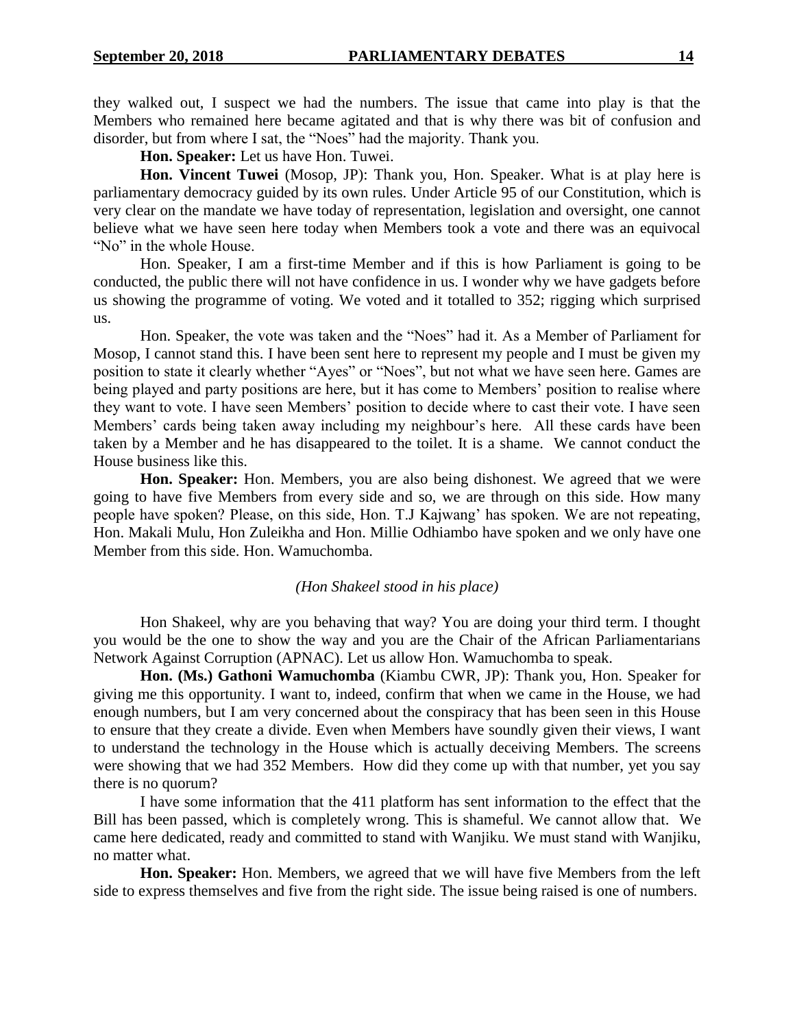they walked out, I suspect we had the numbers. The issue that came into play is that the Members who remained here became agitated and that is why there was bit of confusion and disorder, but from where I sat, the "Noes" had the majority. Thank you.

**Hon. Speaker:** Let us have Hon. Tuwei.

**Hon. Vincent Tuwei** (Mosop, JP): Thank you, Hon. Speaker. What is at play here is parliamentary democracy guided by its own rules. Under Article 95 of our Constitution, which is very clear on the mandate we have today of representation, legislation and oversight, one cannot believe what we have seen here today when Members took a vote and there was an equivocal "No" in the whole House.

Hon. Speaker, I am a first-time Member and if this is how Parliament is going to be conducted, the public there will not have confidence in us. I wonder why we have gadgets before us showing the programme of voting. We voted and it totalled to 352; rigging which surprised us.

Hon. Speaker, the vote was taken and the "Noes" had it. As a Member of Parliament for Mosop, I cannot stand this. I have been sent here to represent my people and I must be given my position to state it clearly whether "Ayes" or "Noes", but not what we have seen here. Games are being played and party positions are here, but it has come to Members' position to realise where they want to vote. I have seen Members' position to decide where to cast their vote. I have seen Members' cards being taken away including my neighbour's here. All these cards have been taken by a Member and he has disappeared to the toilet. It is a shame. We cannot conduct the House business like this.

**Hon. Speaker:** Hon. Members, you are also being dishonest. We agreed that we were going to have five Members from every side and so, we are through on this side. How many people have spoken? Please, on this side, Hon. T.J Kajwang' has spoken. We are not repeating, Hon. Makali Mulu, Hon Zuleikha and Hon. Millie Odhiambo have spoken and we only have one Member from this side. Hon. Wamuchomba.

*(Hon Shakeel stood in his place)*

Hon Shakeel, why are you behaving that way? You are doing your third term. I thought you would be the one to show the way and you are the Chair of the African Parliamentarians Network Against Corruption (APNAC). Let us allow Hon. Wamuchomba to speak.

**Hon. (Ms.) Gathoni Wamuchomba** (Kiambu CWR, JP): Thank you, Hon. Speaker for giving me this opportunity. I want to, indeed, confirm that when we came in the House, we had enough numbers, but I am very concerned about the conspiracy that has been seen in this House to ensure that they create a divide. Even when Members have soundly given their views, I want to understand the technology in the House which is actually deceiving Members. The screens were showing that we had 352 Members. How did they come up with that number, yet you say there is no quorum?

I have some information that the 411 platform has sent information to the effect that the Bill has been passed, which is completely wrong. This is shameful. We cannot allow that. We came here dedicated, ready and committed to stand with Wanjiku. We must stand with Wanjiku, no matter what.

**Hon. Speaker:** Hon. Members, we agreed that we will have five Members from the left side to express themselves and five from the right side. The issue being raised is one of numbers.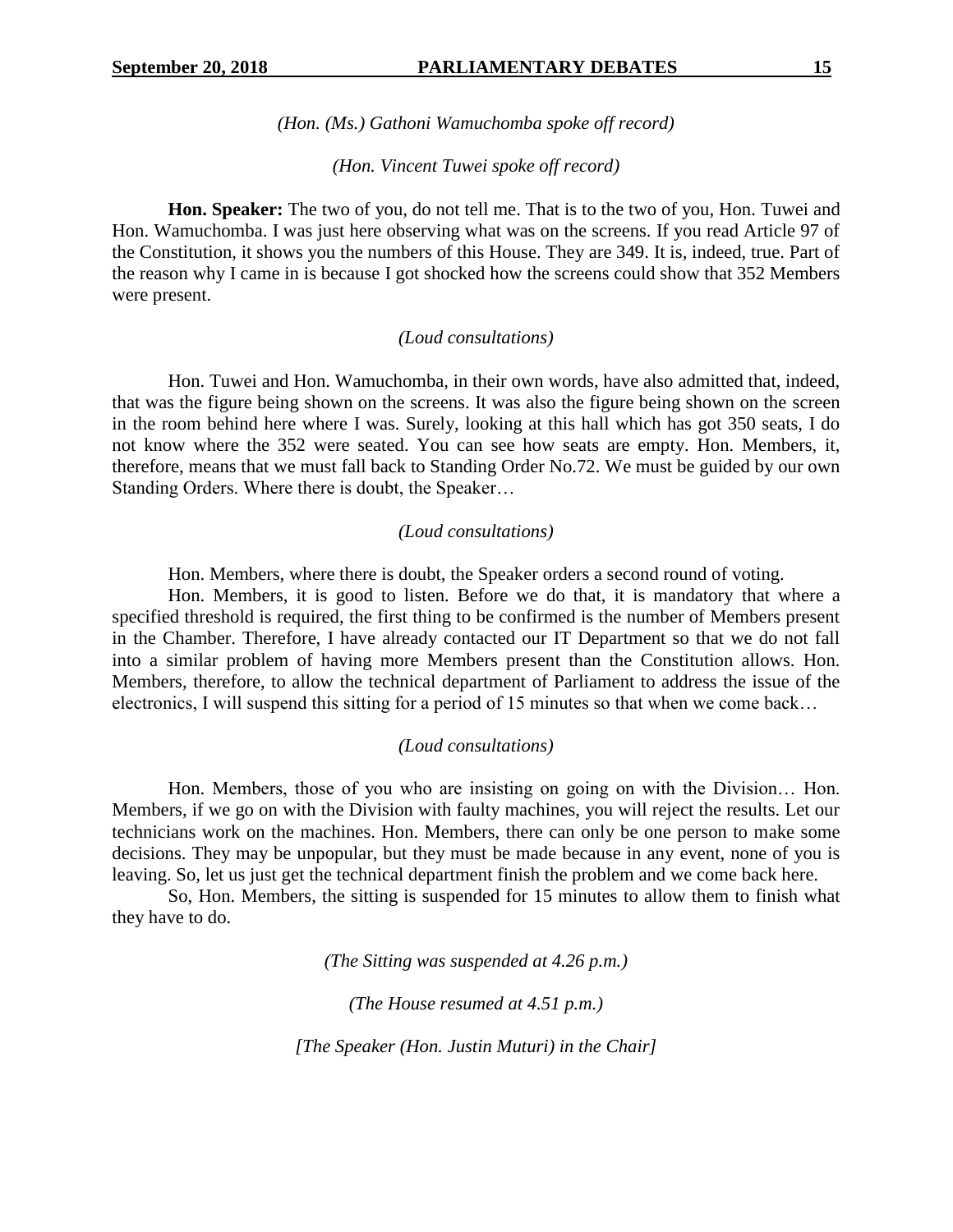*(Hon. (Ms.) Gathoni Wamuchomba spoke off record)*

*(Hon. Vincent Tuwei spoke off record)*

**Hon. Speaker:** The two of you, do not tell me. That is to the two of you, Hon. Tuwei and Hon. Wamuchomba. I was just here observing what was on the screens. If you read Article 97 of the Constitution, it shows you the numbers of this House. They are 349. It is, indeed, true. Part of the reason why I came in is because I got shocked how the screens could show that 352 Members were present.

*(Loud consultations)*

Hon. Tuwei and Hon. Wamuchomba, in their own words, have also admitted that, indeed, that was the figure being shown on the screens. It was also the figure being shown on the screen in the room behind here where I was. Surely, looking at this hall which has got 350 seats, I do not know where the 352 were seated. You can see how seats are empty. Hon. Members, it, therefore, means that we must fall back to Standing Order No.72. We must be guided by our own Standing Orders. Where there is doubt, the Speaker…

*(Loud consultations)*

Hon. Members, where there is doubt, the Speaker orders a second round of voting.

Hon. Members, it is good to listen. Before we do that, it is mandatory that where a specified threshold is required, the first thing to be confirmed is the number of Members present in the Chamber. Therefore, I have already contacted our IT Department so that we do not fall into a similar problem of having more Members present than the Constitution allows. Hon. Members, therefore, to allow the technical department of Parliament to address the issue of the electronics, I will suspend this sitting for a period of 15 minutes so that when we come back…

*(Loud consultations)*

Hon. Members, those of you who are insisting on going on with the Division… Hon. Members, if we go on with the Division with faulty machines, you will reject the results. Let our technicians work on the machines. Hon. Members, there can only be one person to make some decisions. They may be unpopular, but they must be made because in any event, none of you is leaving. So, let us just get the technical department finish the problem and we come back here.

So, Hon. Members, the sitting is suspended for 15 minutes to allow them to finish what they have to do.

*(The Sitting was suspended at 4.26 p.m.)*

*(The House resumed at 4.51 p.m.)*

*[The Speaker (Hon. Justin Muturi) in the Chair]*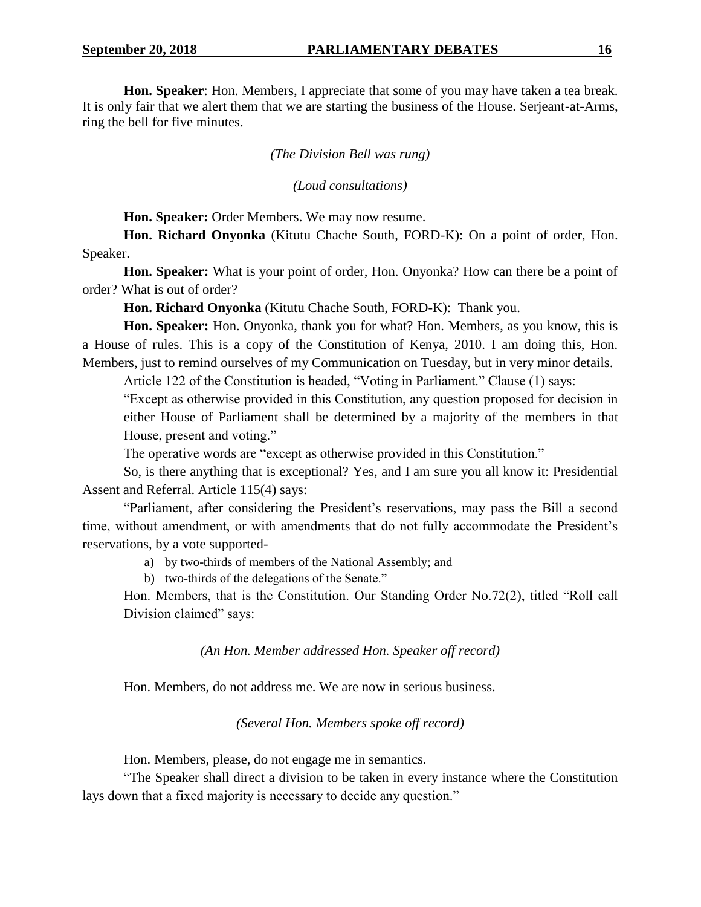**Hon. Speaker**: Hon. Members, I appreciate that some of you may have taken a tea break. It is only fair that we alert them that we are starting the business of the House. Serjeant-at-Arms, ring the bell for five minutes.

*(The Division Bell was rung)*

*(Loud consultations)*

**Hon. Speaker:** Order Members. We may now resume.

**Hon. Richard Onyonka** (Kitutu Chache South, FORD-K): On a point of order, Hon. Speaker.

**Hon. Speaker:** What is your point of order, Hon. Onyonka? How can there be a point of order? What is out of order?

**Hon. Richard Onyonka** (Kitutu Chache South, FORD-K): Thank you.

**Hon. Speaker:** Hon. Onyonka, thank you for what? Hon. Members, as you know, this is a House of rules. This is a copy of the Constitution of Kenya, 2010. I am doing this, Hon. Members, just to remind ourselves of my Communication on Tuesday, but in very minor details.

Article 122 of the Constitution is headed, "Voting in Parliament." Clause (1) says:

> "Except as otherwise provided in this Constitution, any question proposed for decision in either House of Parliament shall be determined by a majority of the members in that House, present and voting."

The operative words are "except as otherwise provided in this Constitution."

So, is there anything that is exceptional? Yes, and I am sure you all know it: Presidential Assent and Referral. Article 115(4) says:

"Parliament, after considering the President's reservations, may pass the Bill a second time, without amendment, or with amendments that do not fully accommodate the President's reservations, by a vote supported-

a) by two-thirds of members of the National Assembly; and
b) two-thirds of the delegations of the Senate."

Hon. Members, that is the Constitution. Our Standing Order No.72(2), titled "Roll call Division claimed" says:

*(An Hon. Member addressed Hon. Speaker off record)*

Hon. Members, do not address me. We are now in serious business.

*(Several Hon. Members spoke off record)*

Hon. Members, please, do not engage me in semantics.

"The Speaker shall direct a division to be taken in every instance where the Constitution lays down that a fixed majority is necessary to decide any question."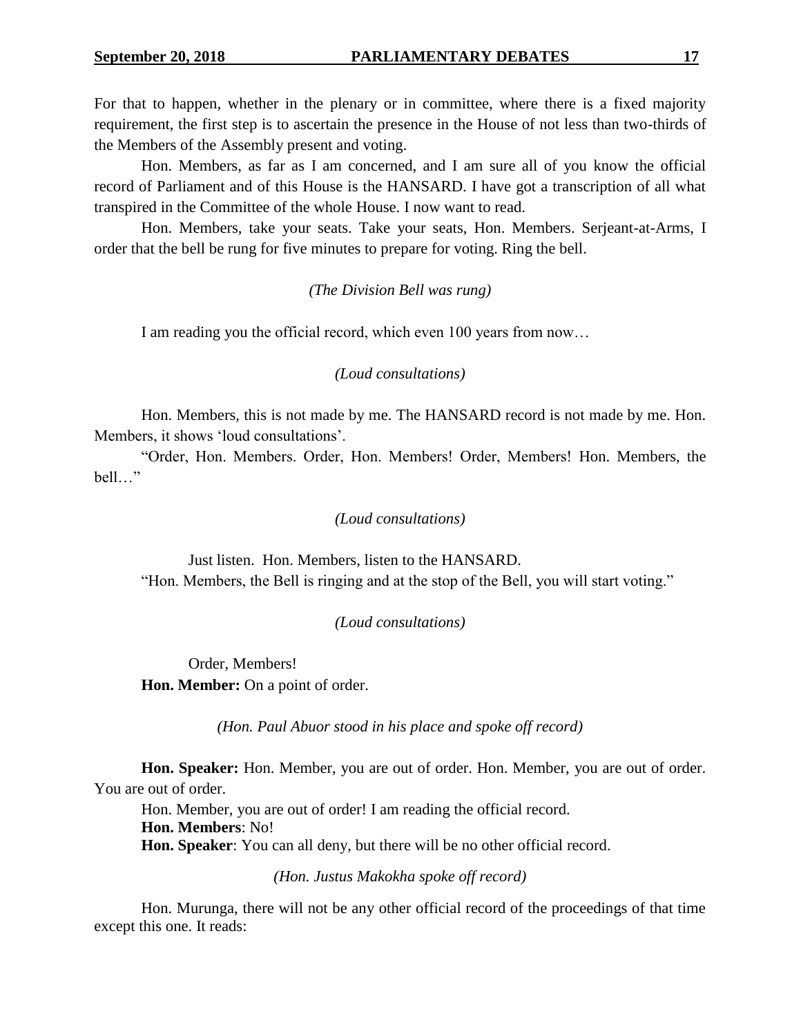For that to happen, whether in the plenary or in committee, where there is a fixed majority requirement, the first step is to ascertain the presence in the House of not less than two-thirds of the Members of the Assembly present and voting.

Hon. Members, as far as I am concerned, and I am sure all of you know the official record of Parliament and of this House is the HANSARD. I have got a transcription of all what transpired in the Committee of the whole House. I now want to read.

Hon. Members, take your seats. Take your seats, Hon. Members. Serjeant-at-Arms, I order that the bell be rung for five minutes to prepare for voting. Ring the bell.

*(The Division Bell was rung)*

I am reading you the official record, which even 100 years from now…

*(Loud consultations)*

Hon. Members, this is not made by me. The HANSARD record is not made by me. Hon. Members, it shows 'loud consultations'.

"Order, Hon. Members. Order, Hon. Members! Order, Members! Hon. Members, the bell…"

*(Loud consultations)*

Just listen. Hon. Members, listen to the HANSARD.

"Hon. Members, the Bell is ringing and at the stop of the Bell, you will start voting."

*(Loud consultations)*

Order, Members!

**Hon. Member:** On a point of order.

*(Hon. Paul Abuor stood in his place and spoke off record)*

**Hon. Speaker:** Hon. Member, you are out of order. Hon. Member, you are out of order. You are out of order.

Hon. Member, you are out of order! I am reading the official record.

**Hon. Members**: No!

**Hon. Speaker**: You can all deny, but there will be no other official record.

*(Hon. Justus Makokha spoke off record)*

Hon. Murunga, there will not be any other official record of the proceedings of that time except this one. It reads: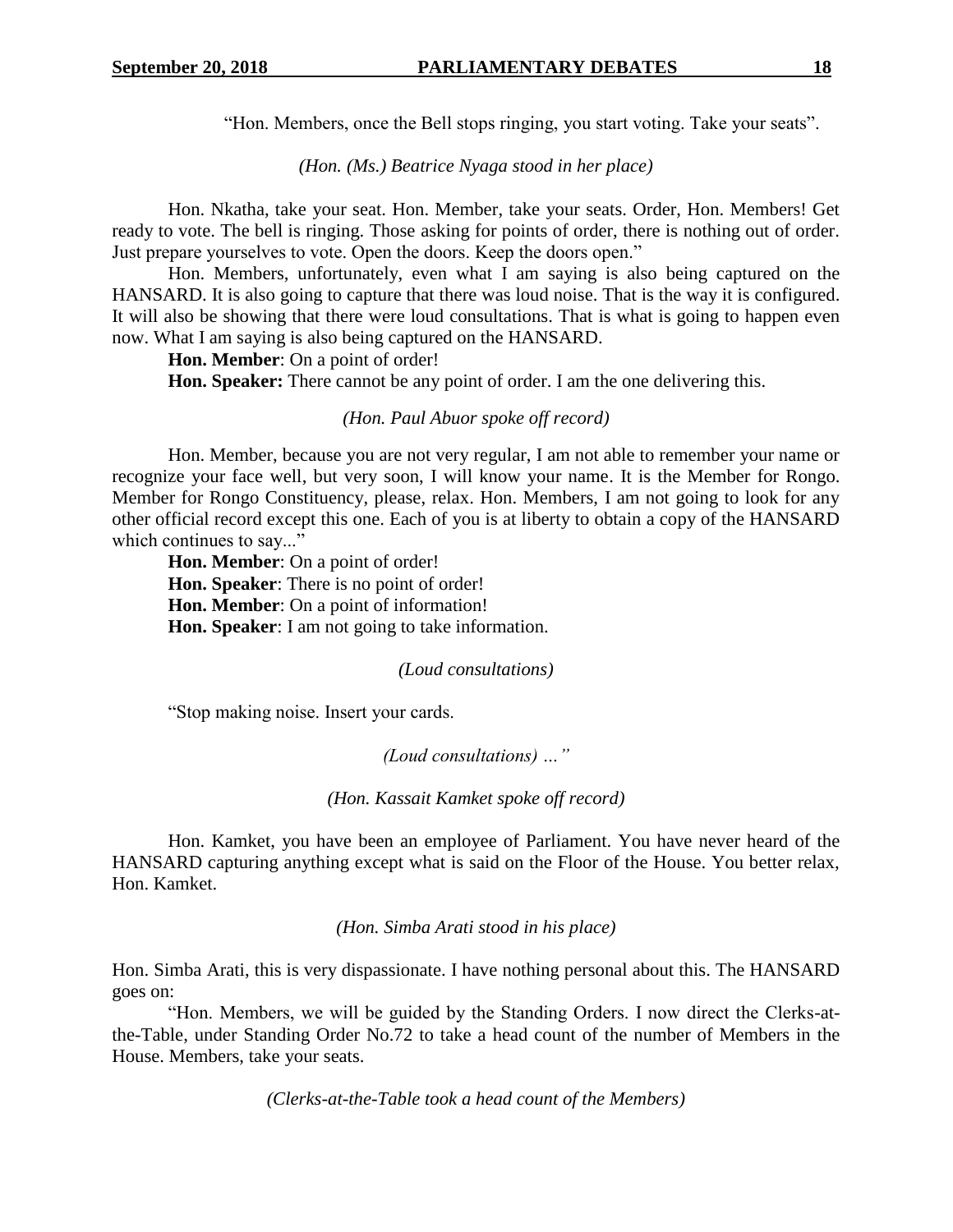"Hon. Members, once the Bell stops ringing, you start voting. Take your seats".

*(Hon. (Ms.) Beatrice Nyaga stood in her place)*

Hon. Nkatha, take your seat. Hon. Member, take your seats. Order, Hon. Members! Get ready to vote. The bell is ringing. Those asking for points of order, there is nothing out of order. Just prepare yourselves to vote. Open the doors. Keep the doors open."

Hon. Members, unfortunately, even what I am saying is also being captured on the HANSARD. It is also going to capture that there was loud noise. That is the way it is configured. It will also be showing that there were loud consultations. That is what is going to happen even now. What I am saying is also being captured on the HANSARD.

**Hon. Member**: On a point of order!

**Hon. Speaker:** There cannot be any point of order. I am the one delivering this.

*(Hon. Paul Abuor spoke off record)*

Hon. Member, because you are not very regular, I am not able to remember your name or recognize your face well, but very soon, I will know your name. It is the Member for Rongo. Member for Rongo Constituency, please, relax. Hon. Members, I am not going to look for any other official record except this one. Each of you is at liberty to obtain a copy of the HANSARD which continues to say..."

**Hon. Member**: On a point of order!

**Hon. Speaker**: There is no point of order!

**Hon. Member**: On a point of information!

**Hon. Speaker**: I am not going to take information.

*(Loud consultations)*

"Stop making noise. Insert your cards.

*(Loud consultations) …"*

*(Hon. Kassait Kamket spoke off record)*

Hon. Kamket, you have been an employee of Parliament. You have never heard of the HANSARD capturing anything except what is said on the Floor of the House. You better relax, Hon. Kamket.

*(Hon. Simba Arati stood in his place)*

Hon. Simba Arati, this is very dispassionate. I have nothing personal about this. The HANSARD goes on:

"Hon. Members, we will be guided by the Standing Orders. I now direct the Clerks-at-the-Table, under Standing Order No.72 to take a head count of the number of Members in the House. Members, take your seats.

*(Clerks-at-the-Table took a head count of the Members)*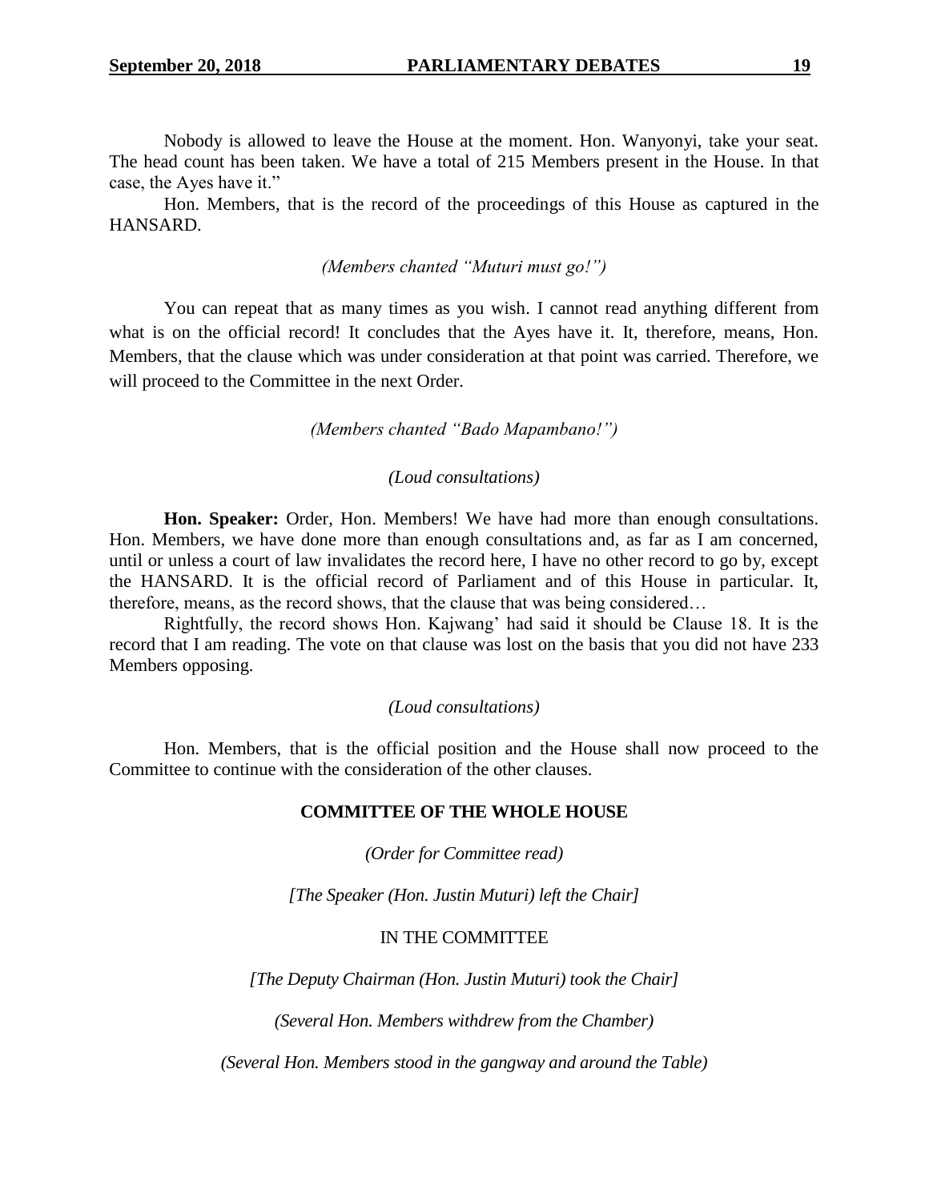Nobody is allowed to leave the House at the moment. Hon. Wanyonyi, take your seat. The head count has been taken. We have a total of 215 Members present in the House. In that case, the Ayes have it."

Hon. Members, that is the record of the proceedings of this House as captured in the HANSARD.

*(Members chanted "Muturi must go!")*

You can repeat that as many times as you wish. I cannot read anything different from what is on the official record! It concludes that the Ayes have it. It, therefore, means, Hon. Members, that the clause which was under consideration at that point was carried. Therefore, we will proceed to the Committee in the next Order.

*(Members chanted "Bado Mapambano!")*

*(Loud consultations)*

**Hon. Speaker:** Order, Hon. Members! We have had more than enough consultations. Hon. Members, we have done more than enough consultations and, as far as I am concerned, until or unless a court of law invalidates the record here, I have no other record to go by, except the HANSARD. It is the official record of Parliament and of this House in particular. It, therefore, means, as the record shows, that the clause that was being considered…

Rightfully, the record shows Hon. Kajwang' had said it should be Clause 18. It is the record that I am reading. The vote on that clause was lost on the basis that you did not have 233 Members opposing.

*(Loud consultations)*

Hon. Members, that is the official position and the House shall now proceed to the Committee to continue with the consideration of the other clauses.

## COMMITTEE OF THE WHOLE HOUSE

*(Order for Committee read)*

*[The Speaker (Hon. Justin Muturi) left the Chair]*

IN THE COMMITTEE

*[The Deputy Chairman (Hon. Justin Muturi) took the Chair]*

*(Several Hon. Members withdrew from the Chamber)*

*(Several Hon. Members stood in the gangway and around the Table)*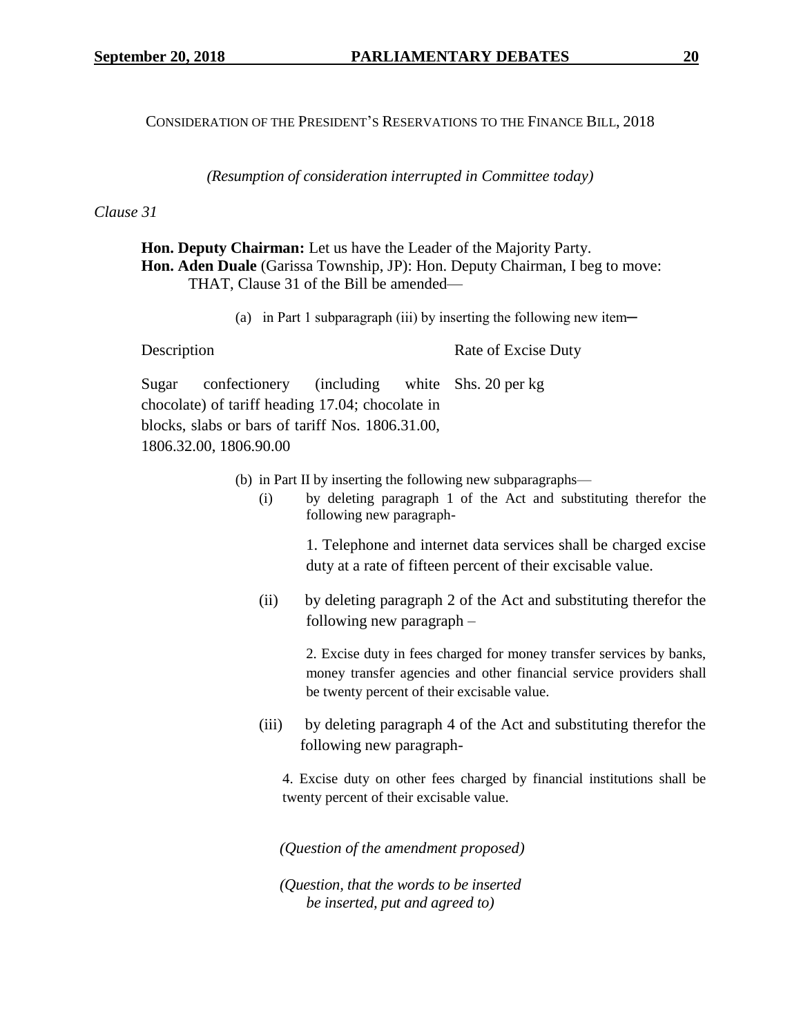CONSIDERATION OF THE PRESIDENT'S RESERVATIONS TO THE FINANCE BILL, 2018

*(Resumption of consideration interrupted in Committee today)*

*Clause 31*

**Hon. Deputy Chairman:** Let us have the Leader of the Majority Party.

**Hon. Aden Duale** (Garissa Township, JP): Hon. Deputy Chairman, I beg to move:

THAT, Clause 31 of the Bill be amended—

(a) in Part 1 subparagraph (iii) by inserting the following new item─

| Description | Rate of Excise Duty |
|---|---|
| Sugar confectionery (including white chocolate) of tariff heading 17.04; chocolate in blocks, slabs or bars of tariff Nos. 1806.31.00, 1806.32.00, 1806.90.00 | Shs. 20 per kg |

(b) in Part II by inserting the following new subparagraphs—

(i) by deleting paragraph 1 of the Act and substituting therefor the following new paragraph-

1. Telephone and internet data services shall be charged excise duty at a rate of fifteen percent of their excisable value.

(ii) by deleting paragraph 2 of the Act and substituting therefor the following new paragraph –

2. Excise duty in fees charged for money transfer services by banks, money transfer agencies and other financial service providers shall be twenty percent of their excisable value.

(iii) by deleting paragraph 4 of the Act and substituting therefor the following new paragraph-

4. Excise duty on other fees charged by financial institutions shall be twenty percent of their excisable value.

*(Question of the amendment proposed)*

*(Question, that the words to be inserted be inserted, put and agreed to)*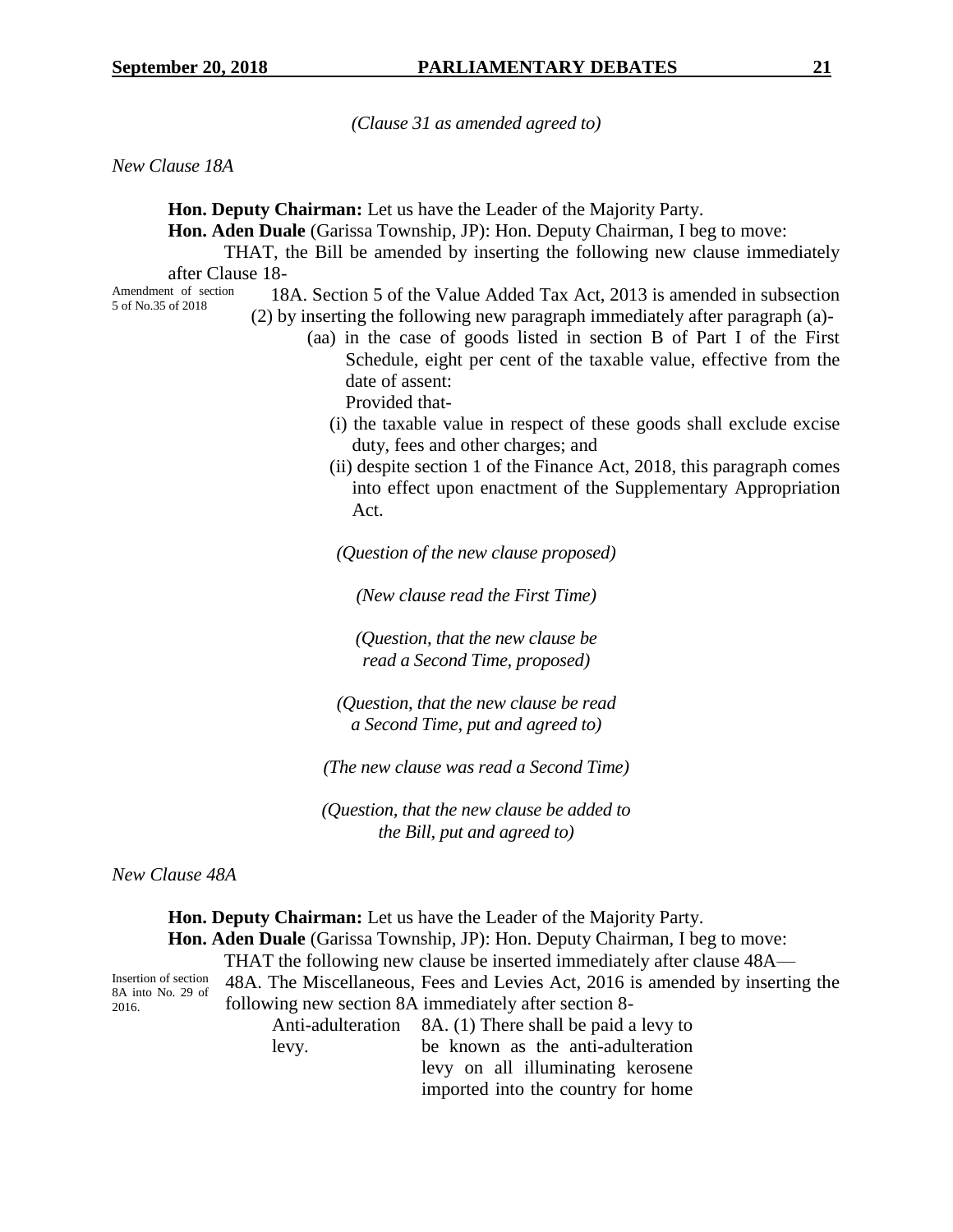*(Clause 31 as amended agreed to)*

*New Clause 18A*

**Hon. Deputy Chairman:** Let us have the Leader of the Majority Party.

**Hon. Aden Duale** (Garissa Township, JP): Hon. Deputy Chairman, I beg to move:

THAT, the Bill be amended by inserting the following new clause immediately after Clause 18-

Amendment of section 5 of No.35 of 2018

18A. Section 5 of the Value Added Tax Act, 2013 is amended in subsection (2) by inserting the following new paragraph immediately after paragraph (a)-

(aa) in the case of goods listed in section B of Part I of the First Schedule, eight per cent of the taxable value, effective from the date of assent:

Provided that-

(i) the taxable value in respect of these goods shall exclude excise duty, fees and other charges; and

(ii) despite section 1 of the Finance Act, 2018, this paragraph comes into effect upon enactment of the Supplementary Appropriation Act.

*(Question of the new clause proposed)*

*(New clause read the First Time)*

*(Question, that the new clause be read a Second Time, proposed)*

*(Question, that the new clause be read a Second Time, put and agreed to)*

*(The new clause was read a Second Time)*

*(Question, that the new clause be added to the Bill, put and agreed to)*

*New Clause 48A*

**Hon. Deputy Chairman:** Let us have the Leader of the Majority Party.

**Hon. Aden Duale** (Garissa Township, JP): Hon. Deputy Chairman, I beg to move:

THAT the following new clause be inserted immediately after clause 48A—

Insertion of section 8A into No. 29 of 2016.

48A. The Miscellaneous, Fees and Levies Act, 2016 is amended by inserting the following new section 8A immediately after section 8-

Anti-adulteration levy.

8A. (1) There shall be paid a levy to be known as the anti-adulteration levy on all illuminating kerosene imported into the country for home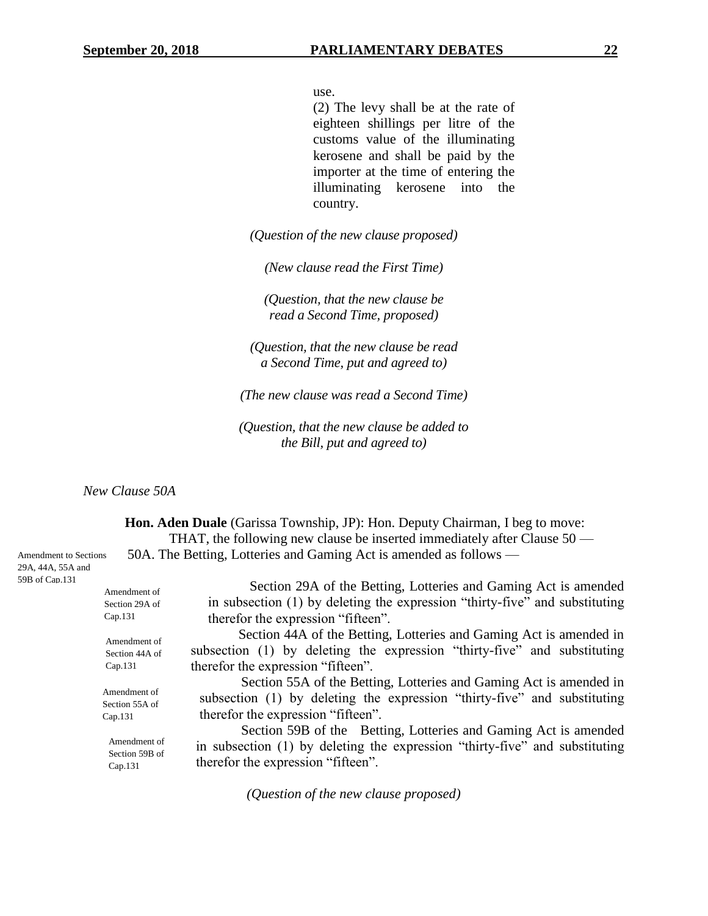use.

(2) The levy shall be at the rate of eighteen shillings per litre of the customs value of the illuminating kerosene and shall be paid by the importer at the time of entering the illuminating kerosene into the country.

*(Question of the new clause proposed)*

*(New clause read the First Time)*

*(Question, that the new clause be read a Second Time, proposed)*

*(Question, that the new clause be read a Second Time, put and agreed to)*

*(The new clause was read a Second Time)*

*(Question, that the new clause be added to the Bill, put and agreed to)*

*New Clause 50A*

**Hon. Aden Duale** (Garissa Township, JP): Hon. Deputy Chairman, I beg to move:

THAT, the following new clause be inserted immediately after Clause 50 —

Amendment to Sections 29A, 44A, 55A and 59B of Cap.131

50A. The Betting, Lotteries and Gaming Act is amended as follows —

Amendment of Section 29A of Cap.131

Section 29A of the Betting, Lotteries and Gaming Act is amended in subsection (1) by deleting the expression "thirty-five" and substituting therefor the expression "fifteen".

Amendment of Section 44A of Cap.131

Section 44A of the Betting, Lotteries and Gaming Act is amended in subsection (1) by deleting the expression "thirty-five" and substituting therefor the expression "fifteen".

Amendment of Section 55A of Cap.131

Section 55A of the Betting, Lotteries and Gaming Act is amended in subsection (1) by deleting the expression "thirty-five" and substituting therefor the expression "fifteen".

Amendment of Section 59B of Cap.131

Section 59B of the Betting, Lotteries and Gaming Act is amended in subsection (1) by deleting the expression "thirty-five" and substituting therefor the expression "fifteen".

*(Question of the new clause proposed)*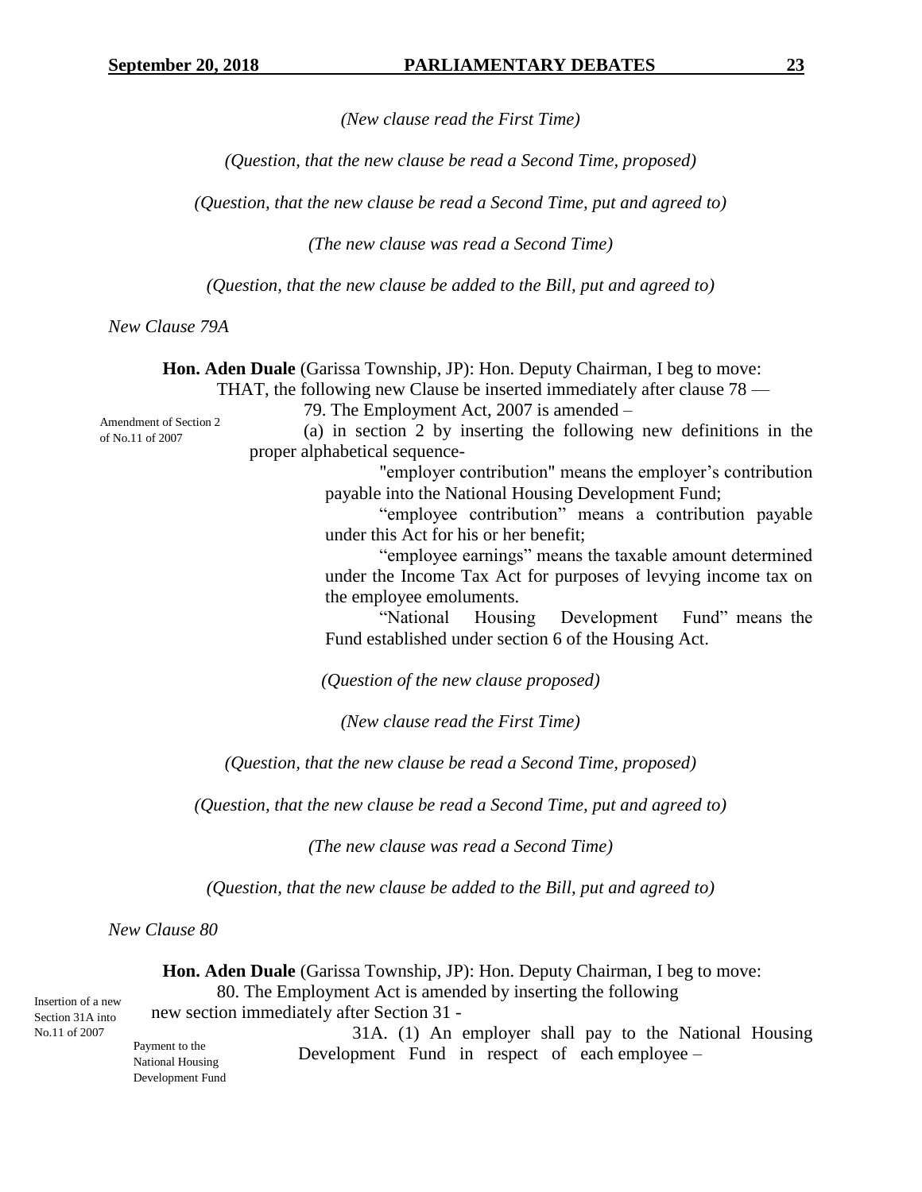*(New clause read the First Time)*

*(Question, that the new clause be read a Second Time, proposed)*

*(Question, that the new clause be read a Second Time, put and agreed to)*

*(The new clause was read a Second Time)*

*(Question, that the new clause be added to the Bill, put and agreed to)*

*New Clause 79A*

**Hon. Aden Duale** (Garissa Township, JP): Hon. Deputy Chairman, I beg to move:

THAT, the following new Clause be inserted immediately after clause 78 —

Amendment of Section 2 of No.11 of 2007

79. The Employment Act, 2007 is amended –

(a) in section 2 by inserting the following new definitions in the proper alphabetical sequence-

"employer contribution" means the employer's contribution payable into the National Housing Development Fund;

"employee contribution" means a contribution payable under this Act for his or her benefit;

"employee earnings" means the taxable amount determined under the Income Tax Act for purposes of levying income tax on the employee emoluments.

"National Housing Development Fund" means the Fund established under section 6 of the Housing Act.

*(Question of the new clause proposed)*

*(New clause read the First Time)*

*(Question, that the new clause be read a Second Time, proposed)*

*(Question, that the new clause be read a Second Time, put and agreed to)*

*(The new clause was read a Second Time)*

*(Question, that the new clause be added to the Bill, put and agreed to)*

*New Clause 80*

**Hon. Aden Duale** (Garissa Township, JP): Hon. Deputy Chairman, I beg to move:

Insertion of a new Section 31A into No.11 of 2007

80. The Employment Act is amended by inserting the following new section immediately after Section 31 -

Payment to the National Housing Development Fund

31A. (1) An employer shall pay to the National Housing Development Fund in respect of each employee –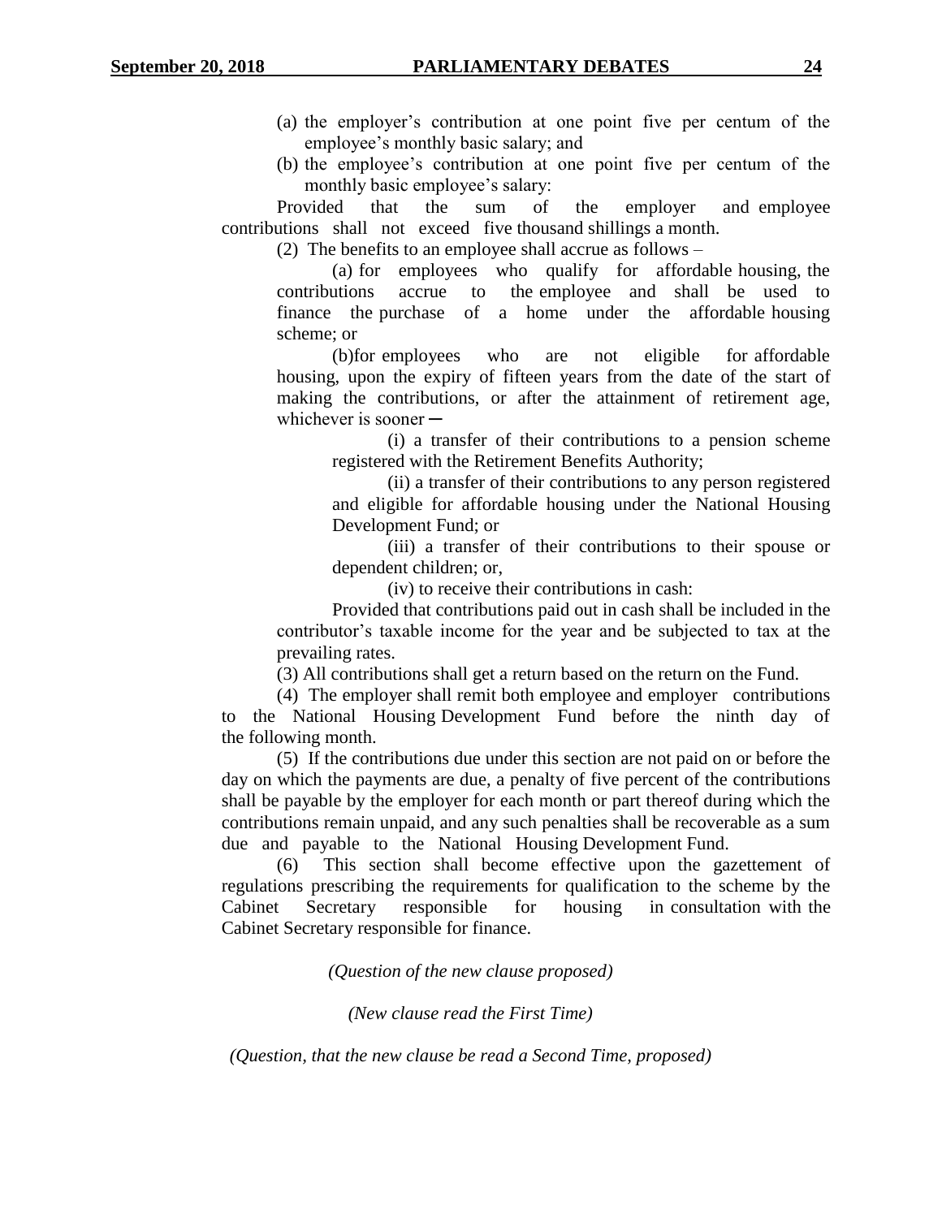(a) the employer's contribution at one point five per centum of the employee's monthly basic salary; and

(b) the employee's contribution at one point five per centum of the monthly basic employee's salary:

Provided that the sum of the employer and employee contributions shall not exceed five thousand shillings a month.

(2) The benefits to an employee shall accrue as follows –

(a) for employees who qualify for affordable housing, the contributions accrue to the employee and shall be used to finance the purchase of a home under the affordable housing scheme; or

(b)for employees who are not eligible for affordable housing, upon the expiry of fifteen years from the date of the start of making the contributions, or after the attainment of retirement age, whichever is sooner ─

(i) a transfer of their contributions to a pension scheme registered with the Retirement Benefits Authority;

(ii) a transfer of their contributions to any person registered and eligible for affordable housing under the National Housing Development Fund; or

(iii) a transfer of their contributions to their spouse or dependent children; or,

(iv) to receive their contributions in cash:

Provided that contributions paid out in cash shall be included in the contributor's taxable income for the year and be subjected to tax at the prevailing rates.

(3) All contributions shall get a return based on the return on the Fund.

(4) The employer shall remit both employee and employer contributions to the National Housing Development Fund before the ninth day of the following month.

(5) If the contributions due under this section are not paid on or before the day on which the payments are due, a penalty of five percent of the contributions shall be payable by the employer for each month or part thereof during which the contributions remain unpaid, and any such penalties shall be recoverable as a sum due and payable to the National Housing Development Fund.

(6) This section shall become effective upon the gazettement of regulations prescribing the requirements for qualification to the scheme by the Cabinet Secretary responsible for housing in consultation with the Cabinet Secretary responsible for finance.

*(Question of the new clause proposed)*

*(New clause read the First Time)*

*(Question, that the new clause be read a Second Time, proposed)*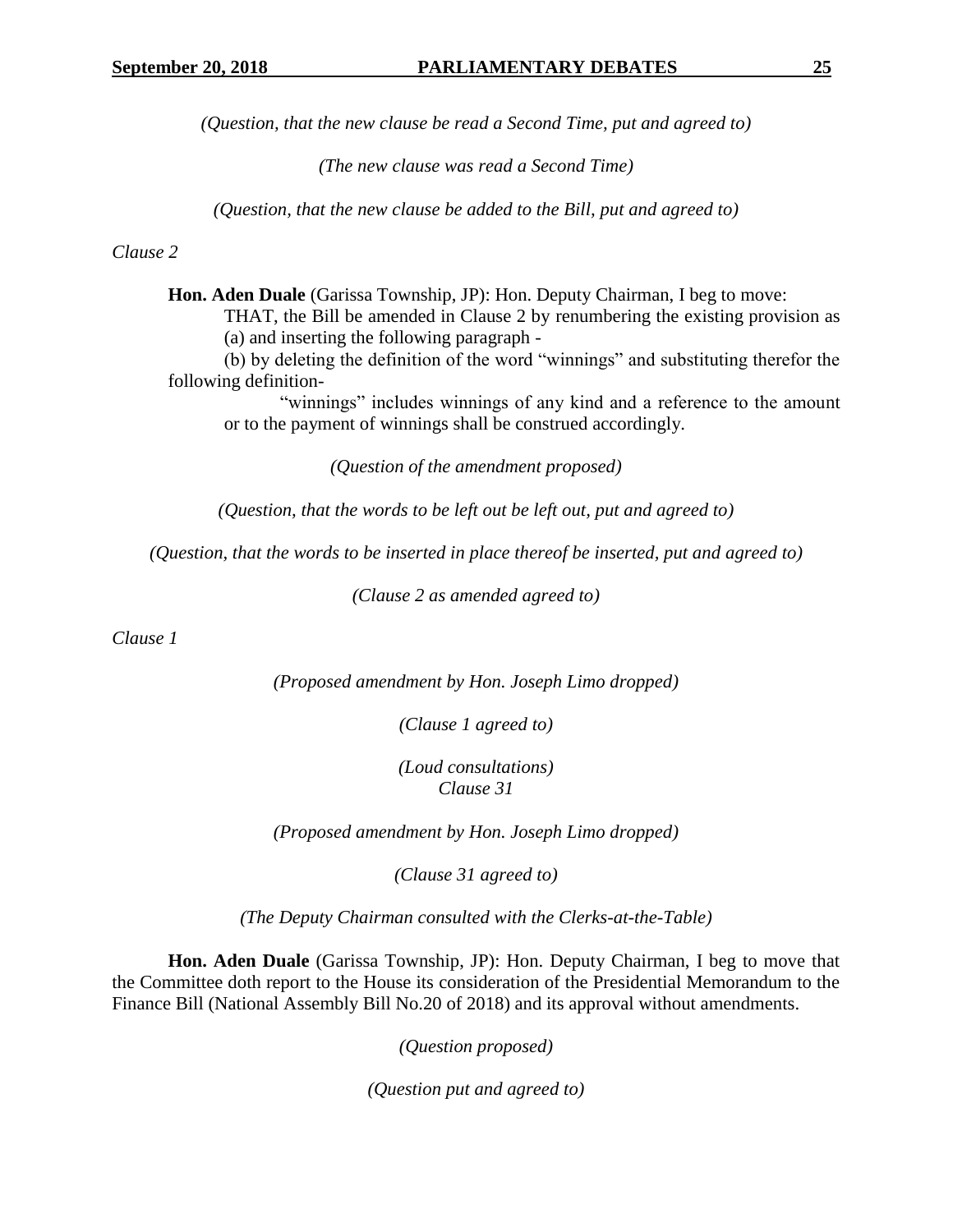*(Question, that the new clause be read a Second Time, put and agreed to)*

*(The new clause was read a Second Time)*

*(Question, that the new clause be added to the Bill, put and agreed to)*

*Clause 2*

**Hon. Aden Duale** (Garissa Township, JP): Hon. Deputy Chairman, I beg to move:

THAT, the Bill be amended in Clause 2 by renumbering the existing provision as (a) and inserting the following paragraph -

(b) by deleting the definition of the word "winnings" and substituting therefor the following definition-

"winnings" includes winnings of any kind and a reference to the amount or to the payment of winnings shall be construed accordingly.

*(Question of the amendment proposed)*

*(Question, that the words to be left out be left out, put and agreed to)*

*(Question, that the words to be inserted in place thereof be inserted, put and agreed to)*

*(Clause 2 as amended agreed to)*

*Clause 1*

*(Proposed amendment by Hon. Joseph Limo dropped)*

*(Clause 1 agreed to)*

*(Loud consultations)*

*Clause 31*

*(Proposed amendment by Hon. Joseph Limo dropped)*

*(Clause 31 agreed to)*

*(The Deputy Chairman consulted with the Clerks-at-the-Table)*

**Hon. Aden Duale** (Garissa Township, JP): Hon. Deputy Chairman, I beg to move that the Committee doth report to the House its consideration of the Presidential Memorandum to the Finance Bill (National Assembly Bill No.20 of 2018) and its approval without amendments.

*(Question proposed)*

*(Question put and agreed to)*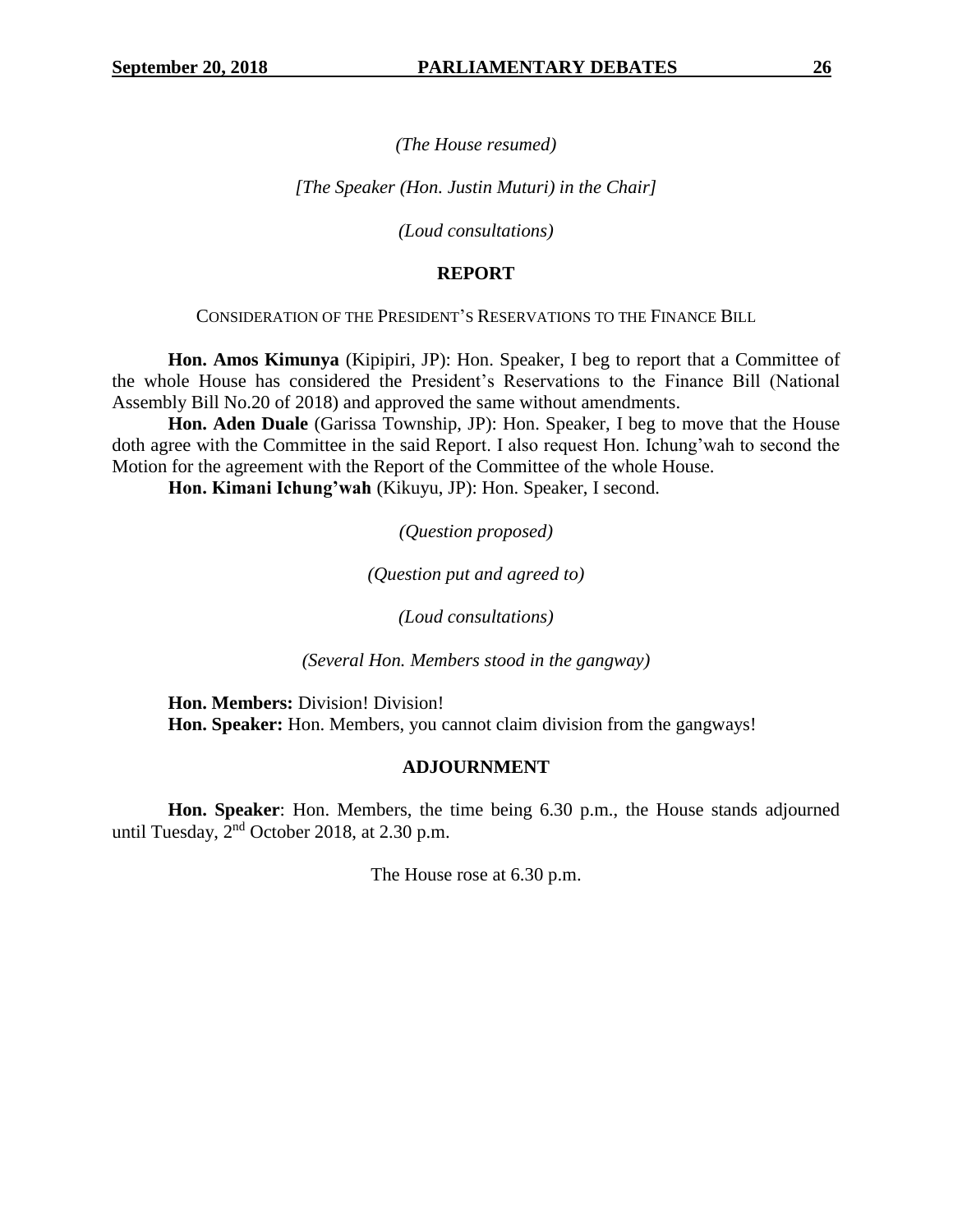*(The House resumed)*

*[The Speaker (Hon. Justin Muturi) in the Chair]*

*(Loud consultations)*

## REPORT

CONSIDERATION OF THE PRESIDENT'S RESERVATIONS TO THE FINANCE BILL

**Hon. Amos Kimunya** (Kipipiri, JP): Hon. Speaker, I beg to report that a Committee of the whole House has considered the President's Reservations to the Finance Bill (National Assembly Bill No.20 of 2018) and approved the same without amendments.

**Hon. Aden Duale** (Garissa Township, JP): Hon. Speaker, I beg to move that the House doth agree with the Committee in the said Report. I also request Hon. Ichung'wah to second the Motion for the agreement with the Report of the Committee of the whole House.

**Hon. Kimani Ichung'wah** (Kikuyu, JP): Hon. Speaker, I second.

*(Question proposed)*

*(Question put and agreed to)*

*(Loud consultations)*

*(Several Hon. Members stood in the gangway)*

**Hon. Members:** Division! Division!

**Hon. Speaker:** Hon. Members, you cannot claim division from the gangways!

## ADJOURNMENT

**Hon. Speaker**: Hon. Members, the time being 6.30 p.m., the House stands adjourned until Tuesday, 2nd October 2018, at 2.30 p.m.

The House rose at 6.30 p.m.